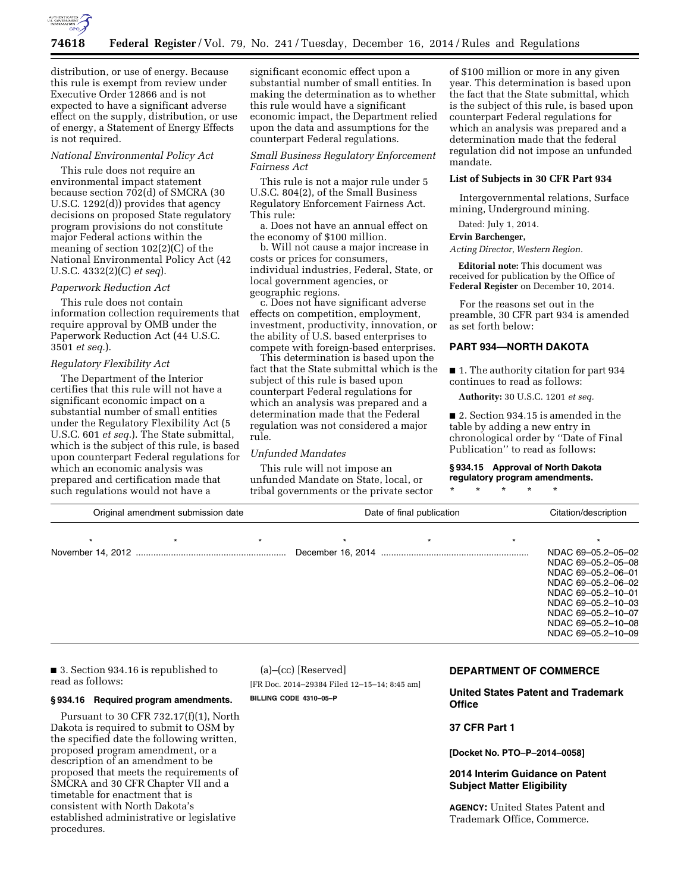distribution, or use of energy. Because this rule is exempt from review under Executive Order 12866 and is not expected to have a significant adverse effect on the supply, distribution, or use of energy, a Statement of Energy Effects is not required.

*National Environmental Policy Act*

This rule does not require an environmental impact statement because section 702(d) of SMCRA (30 U.S.C. 1292(d)) provides that agency decisions on proposed State regulatory program provisions do not constitute major Federal actions within the meaning of section 102(2)(C) of the National Environmental Policy Act (42 U.S.C. 4332(2)(C) *et seq*).

*Paperwork Reduction Act*

This rule does not contain information collection requirements that require approval by OMB under the Paperwork Reduction Act (44 U.S.C. 3501 *et seq.*).

*Regulatory Flexibility Act*

The Department of the Interior certifies that this rule will not have a significant economic impact on a substantial number of small entities under the Regulatory Flexibility Act (5 U.S.C. 601 *et seq.*). The State submittal, which is the subject of this rule, is based upon counterpart Federal regulations for which an economic analysis was prepared and certification made that such regulations would not have a significant economic effect upon a substantial number of small entities. In making the determination as to whether this rule would have a significant economic impact, the Department relied upon the data and assumptions for the counterpart Federal regulations.

*Small Business Regulatory Enforcement Fairness Act*

This rule is not a major rule under 5 U.S.C. 804(2), of the Small Business Regulatory Enforcement Fairness Act. This rule:

a. Does not have an annual effect on the economy of $100 million.

b. Will not cause a major increase in costs or prices for consumers, individual industries, Federal, State, or local government agencies, or geographic regions.

c. Does not have significant adverse effects on competition, employment, investment, productivity, innovation, or the ability of U.S. based enterprises to compete with foreign-based enterprises.

This determination is based upon the fact that the State submittal which is the subject of this rule is based upon counterpart Federal regulations for which an analysis was prepared and a determination made that the Federal regulation was not considered a major rule.

*Unfunded Mandates*

This rule will not impose an unfunded Mandate on State, local, or tribal governments or the private sector of $100 million or more in any given year. This determination is based upon the fact that the State submittal, which is the subject of this rule, is based upon counterpart Federal regulations for which an analysis was prepared and a determination made that the federal regulation did not impose an unfunded mandate.

**List of Subjects in 30 CFR Part 934**

Intergovernmental relations, Surface mining, Underground mining.

Dated: July 1, 2014.

**Ervin Barchenger,**

*Acting Director, Western Region.*

**Editorial note:** This document was received for publication by the Office of **Federal Register** on December 10, 2014.

For the reasons set out in the preamble, 30 CFR part 934 is amended as set forth below:

## PART 934—NORTH DAKOTA

■ 1. The authority citation for part 934 continues to read as follows:

**Authority:** 30 U.S.C. 1201 *et seq.*

■ 2. Section 934.15 is amended in the table by adding a new entry in chronological order by ''Date of Final Publication'' to read as follows:

**§ 934.15 Approval of North Dakota regulatory program amendments.**

\* \* \* \* \*

| Original amendment submission date | Date of final publication | Citation/description |
|---|---|---|
| \* \* \* | \* \* \* | \* |
| November 14, 2012 | December 16, 2014 | NDAC 69–05.2–05–02<br>NDAC 69–05.2–05–08<br>NDAC 69–05.2–06–01<br>NDAC 69–05.2–06–02<br>NDAC 69–05.2–10–01<br>NDAC 69–05.2–10–03<br>NDAC 69–05.2–10–07<br>NDAC 69–05.2–10–08<br>NDAC 69–05.2–10–09 |

■ 3. Section 934.16 is republished to read as follows:

**§ 934.16 Required program amendments.**

Pursuant to 30 CFR 732.17(f)(1), North Dakota is required to submit to OSM by the specified date the following written, proposed program amendment, or a description of an amendment to be proposed that meets the requirements of SMCRA and 30 CFR Chapter VII and a timetable for enactment that is consistent with North Dakota's established administrative or legislative procedures.

(a)–(cc) [Reserved]

[FR Doc. 2014–29384 Filed 12–15–14; 8:45 am]

**BILLING CODE 4310–05–P**

## DEPARTMENT OF COMMERCE

## United States Patent and Trademark Office

## 37 CFR Part 1

**[Docket No. PTO–P–2014–0058]**

## 2014 Interim Guidance on Patent Subject Matter Eligibility

**AGENCY:** United States Patent and Trademark Office, Commerce.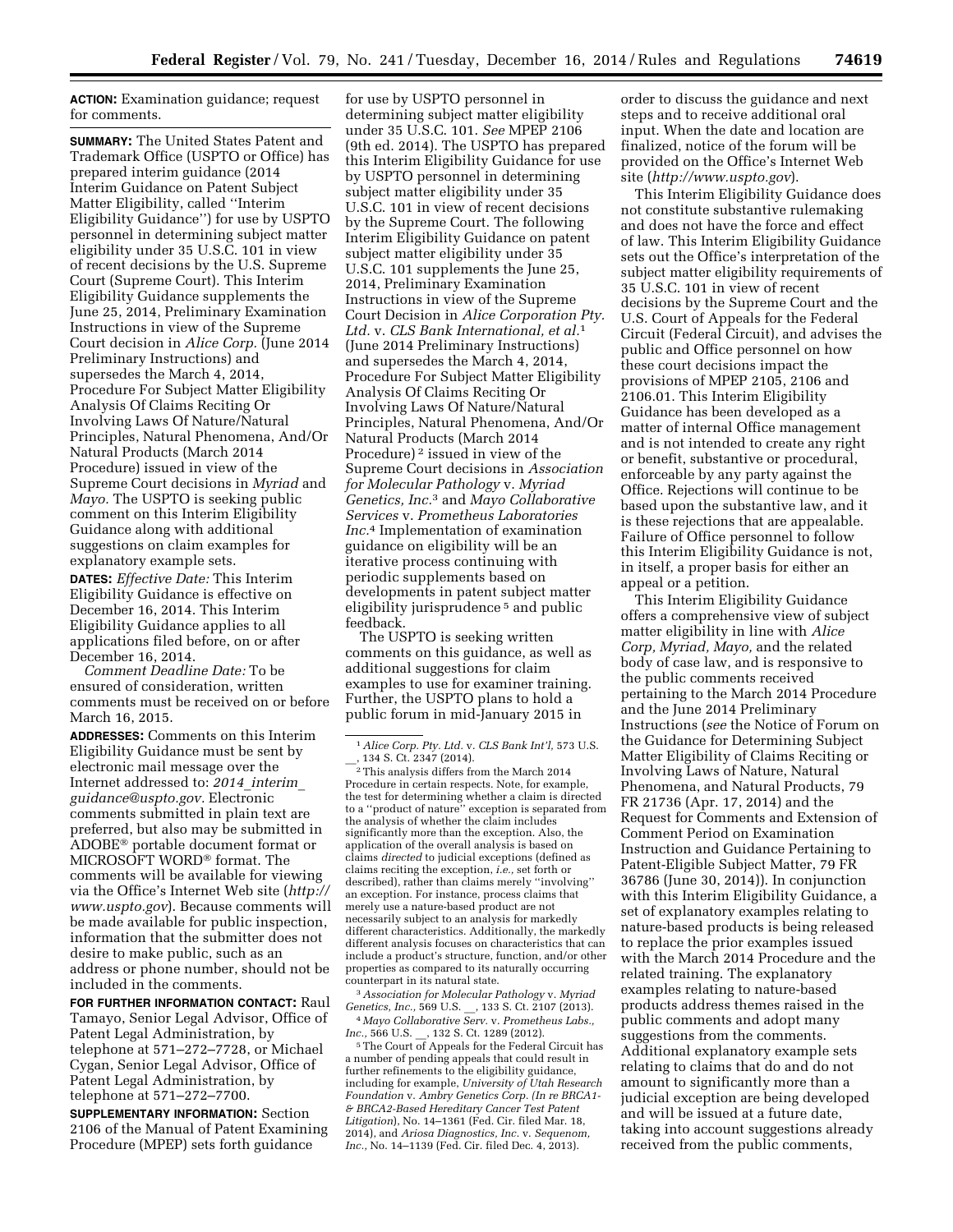**ACTION:** Examination guidance; request for comments.

**SUMMARY:** The United States Patent and Trademark Office (USPTO or Office) has prepared interim guidance (2014 Interim Guidance on Patent Subject Matter Eligibility, called ''Interim Eligibility Guidance'') for use by USPTO personnel in determining subject matter eligibility under 35 U.S.C. 101 in view of recent decisions by the U.S. Supreme Court (Supreme Court). This Interim Eligibility Guidance supplements the June 25, 2014, Preliminary Examination Instructions in view of the Supreme Court decision in *Alice Corp.* (June 2014 Preliminary Instructions) and supersedes the March 4, 2014, Procedure For Subject Matter Eligibility Analysis Of Claims Reciting Or Involving Laws Of Nature/Natural Principles, Natural Phenomena, And/Or Natural Products (March 2014 Procedure) issued in view of the Supreme Court decisions in *Myriad* and *Mayo.* The USPTO is seeking public comment on this Interim Eligibility Guidance along with additional suggestions on claim examples for explanatory example sets.

**DATES:** *Effective Date:* This Interim Eligibility Guidance is effective on December 16, 2014. This Interim Eligibility Guidance applies to all applications filed before, on or after December 16, 2014.

*Comment Deadline Date:* To be ensured of consideration, written comments must be received on or before March 16, 2015.

**ADDRESSES:** Comments on this Interim Eligibility Guidance must be sent by electronic mail message over the Internet addressed to: *2014_interim_guidance@uspto.gov.* Electronic comments submitted in plain text are preferred, but also may be submitted in ADOBE® portable document format or MICROSOFT WORD® format. The comments will be available for viewing via the Office's Internet Web site (*http://www.uspto.gov*). Because comments will be made available for public inspection, information that the submitter does not desire to make public, such as an address or phone number, should not be included in the comments.

**FOR FURTHER INFORMATION CONTACT:** Raul Tamayo, Senior Legal Advisor, Office of Patent Legal Administration, by telephone at 571–272–7728, or Michael Cygan, Senior Legal Advisor, Office of Patent Legal Administration, by telephone at 571–272–7700.

**SUPPLEMENTARY INFORMATION:** Section 2106 of the Manual of Patent Examining Procedure (MPEP) sets forth guidance for use by USPTO personnel in determining subject matter eligibility under 35 U.S.C. 101. *See* MPEP 2106 (9th ed. 2014). The USPTO has prepared this Interim Eligibility Guidance for use by USPTO personnel in determining subject matter eligibility under 35 U.S.C. 101 in view of recent decisions by the Supreme Court. The following Interim Eligibility Guidance on patent subject matter eligibility under 35 U.S.C. 101 supplements the June 25, 2014, Preliminary Examination Instructions in view of the Supreme Court Decision in *Alice Corporation Pty. Ltd.* v. *CLS Bank International, et al.*[1] (June 2014 Preliminary Instructions) and supersedes the March 4, 2014, Procedure For Subject Matter Eligibility Analysis Of Claims Reciting Or Involving Laws Of Nature/Natural Principles, Natural Phenomena, And/Or Natural Products (March 2014 Procedure)[2] issued in view of the Supreme Court decisions in *Association for Molecular Pathology* v. *Myriad Genetics, Inc.*[3] and *Mayo Collaborative Services* v. *Prometheus Laboratories Inc.*[4] Implementation of examination guidance on eligibility will be an iterative process continuing with periodic supplements based on developments in patent subject matter eligibility jurisprudence[5] and public feedback.

The USPTO is seeking written comments on this guidance, as well as additional suggestions for claim examples to use for examiner training. Further, the USPTO plans to hold a public forum in mid-January 2015 in order to discuss the guidance and next steps and to receive additional oral input. When the date and location are finalized, notice of the forum will be provided on the Office's Internet Web site (*http://www.uspto.gov*).

This Interim Eligibility Guidance does not constitute substantive rulemaking and does not have the force and effect of law. This Interim Eligibility Guidance sets out the Office's interpretation of the subject matter eligibility requirements of 35 U.S.C. 101 in view of recent decisions by the Supreme Court and the U.S. Court of Appeals for the Federal Circuit (Federal Circuit), and advises the public and Office personnel on how these court decisions impact the provisions of MPEP 2105, 2106 and 2106.01. This Interim Eligibility Guidance has been developed as a matter of internal Office management and is not intended to create any right or benefit, substantive or procedural, enforceable by any party against the Office. Rejections will continue to be based upon the substantive law, and it is these rejections that are appealable. Failure of Office personnel to follow this Interim Eligibility Guidance is not, in itself, a proper basis for either an appeal or a petition.

This Interim Eligibility Guidance offers a comprehensive view of subject matter eligibility in line with *Alice Corp, Myriad, Mayo,* and the related body of case law, and is responsive to the public comments received pertaining to the March 2014 Procedure and the June 2014 Preliminary Instructions (*see* the Notice of Forum on the Guidance for Determining Subject Matter Eligibility of Claims Reciting or Involving Laws of Nature, Natural Phenomena, and Natural Products, 79 FR 21736 (Apr. 17, 2014) and the Request for Comments and Extension of Comment Period on Examination Instruction and Guidance Pertaining to Patent-Eligible Subject Matter, 79 FR 36786 (June 30, 2014)). In conjunction with this Interim Eligibility Guidance, a set of explanatory examples relating to nature-based products is being released to replace the prior examples issued with the March 2014 Procedure and the related training. The explanatory examples relating to nature-based products address themes raised in the public comments and adopt many suggestions from the comments. Additional explanatory example sets relating to claims that do and do not amount to significantly more than a judicial exception are being developed and will be issued at a future date, taking into account suggestions already received from the public comments,

---

[1] *Alice Corp. Pty. Ltd.* v. *CLS Bank Int'l,* 573 U.S. __, 134 S. Ct. 2347 (2014).

[2] This analysis differs from the March 2014 Procedure in certain respects. Note, for example, the test for determining whether a claim is directed to a ''product of nature'' exception is separated from the analysis of whether the claim includes significantly more than the exception. Also, the application of the overall analysis is based on claims *directed* to judicial exceptions (defined as claims reciting the exception, *i.e.,* set forth or described), rather than claims merely ''involving'' an exception. For instance, process claims that merely use a nature-based product are not necessarily subject to an analysis for markedly different characteristics. Additionally, the markedly different analysis focuses on characteristics that can include a product's structure, function, and/or other properties as compared to its naturally occurring counterpart in its natural state.

[3] *Association for Molecular Pathology* v. *Myriad Genetics, Inc.,* 569 U.S. __, 133 S. Ct. 2107 (2013).

[4] *Mayo Collaborative Serv.* v. *Prometheus Labs., Inc.,* 566 U.S. __, 132 S. Ct. 1289 (2012).

[5] The Court of Appeals for the Federal Circuit has a number of pending appeals that could result in further refinements to the eligibility guidance, including for example, *University of Utah Research Foundation* v. *Ambry Genetics Corp. (In re BRCA1- & BRCA2-Based Hereditary Cancer Test Patent Litigation)*, No. 14–1361 (Fed. Cir. filed Mar. 18, 2014), and *Ariosa Diagnostics, Inc.* v. *Sequenom, Inc.,* No. 14–1139 (Fed. Cir. filed Dec. 4, 2013).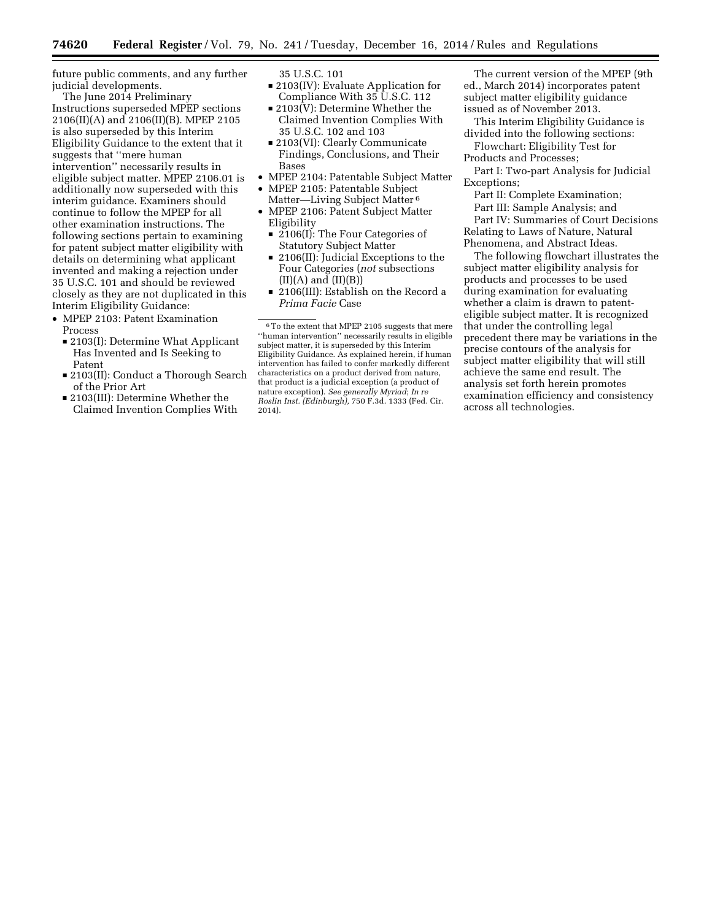future public comments, and any further judicial developments.

The June 2014 Preliminary Instructions superseded MPEP sections 2106(II)(A) and 2106(II)(B). MPEP 2105 is also superseded by this Interim Eligibility Guidance to the extent that it suggests that ''mere human intervention'' necessarily results in eligible subject matter. MPEP 2106.01 is additionally now superseded with this interim guidance. Examiners should continue to follow the MPEP for all other examination instructions. The following sections pertain to examining for patent subject matter eligibility with details on determining what applicant invented and making a rejection under 35 U.S.C. 101 and should be reviewed closely as they are not duplicated in this Interim Eligibility Guidance:

- MPEP 2103: Patent Examination Process
  - 2103(I): Determine What Applicant Has Invented and Is Seeking to Patent
  - 2103(II): Conduct a Thorough Search of the Prior Art
  - 2103(III): Determine Whether the Claimed Invention Complies With 35 U.S.C. 101
  - 2103(IV): Evaluate Application for Compliance With 35 U.S.C. 112
  - 2103(V): Determine Whether the Claimed Invention Complies With 35 U.S.C. 102 and 103
  - 2103(VI): Clearly Communicate Findings, Conclusions, and Their Bases
- MPEP 2104: Patentable Subject Matter
- MPEP 2105: Patentable Subject Matter—Living Subject Matter [6]
- MPEP 2106: Patent Subject Matter Eligibility
  - 2106(I): The Four Categories of Statutory Subject Matter
  - 2106(II): Judicial Exceptions to the Four Categories (*not* subsections (II)(A) and (II)(B))
  - 2106(III): Establish on the Record a *Prima Facie* Case

The current version of the MPEP (9th ed., March 2014) incorporates patent subject matter eligibility guidance issued as of November 2013.

This Interim Eligibility Guidance is divided into the following sections:

Flowchart: Eligibility Test for Products and Processes;

Part I: Two-part Analysis for Judicial Exceptions;

Part II: Complete Examination;

Part III: Sample Analysis; and

Part IV: Summaries of Court Decisions Relating to Laws of Nature, Natural Phenomena, and Abstract Ideas.

The following flowchart illustrates the subject matter eligibility analysis for products and processes to be used during examination for evaluating whether a claim is drawn to patent-eligible subject matter. It is recognized that under the controlling legal precedent there may be variations in the precise contours of the analysis for subject matter eligibility that will still achieve the same end result. The analysis set forth herein promotes examination efficiency and consistency across all technologies.

---

[6] To the extent that MPEP 2105 suggests that mere ''human intervention'' necessarily results in eligible subject matter, it is superseded by this Interim Eligibility Guidance. As explained herein, if human intervention has failed to confer markedly different characteristics on a product derived from nature, that product is a judicial exception (a product of nature exception). *See generally Myriad*; *In re Roslin Inst. (Edinburgh),* 750 F.3d. 1333 (Fed. Cir. 2014).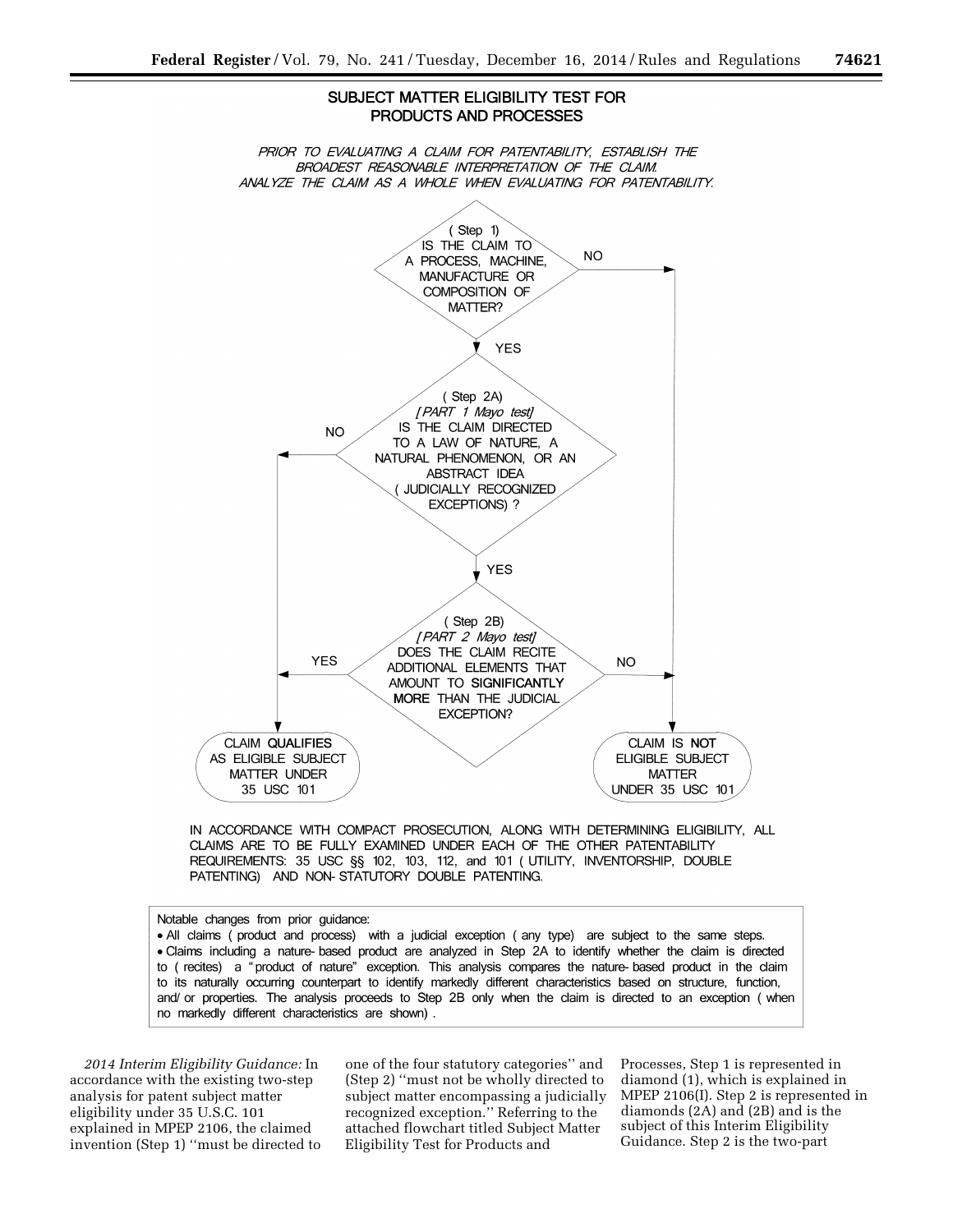## SUBJECT MATTER ELIGIBILITY TEST FOR PRODUCTS AND PROCESSES

*PRIOR TO EVALUATING A CLAIM FOR PATENTABILITY, ESTABLISH THE BROADEST REASONABLE INTERPRETATION OF THE CLAIM. ANALYZE THE CLAIM AS A WHOLE WHEN EVALUATING FOR PATENTABILITY.*

(Step 1) IS THE CLAIM TO A PROCESS, MACHINE, MANUFACTURE OR COMPOSITION OF MATTER?

- NO → CLAIM IS **NOT** ELIGIBLE SUBJECT MATTER UNDER 35 USC 101
- YES → (Step 2A)

(Step 2A) *[PART 1 Mayo test]* IS THE CLAIM DIRECTED TO A LAW OF NATURE, A NATURAL PHENOMENON, OR AN ABSTRACT IDEA (JUDICIALLY RECOGNIZED EXCEPTIONS)?

- NO → CLAIM **QUALIFIES** AS ELIGIBLE SUBJECT MATTER UNDER 35 USC 101
- YES → (Step 2B)

(Step 2B) *[PART 2 Mayo test]* DOES THE CLAIM RECITE ADDITIONAL ELEMENTS THAT AMOUNT TO **SIGNIFICANTLY MORE** THAN THE JUDICIAL EXCEPTION?

- YES → CLAIM **QUALIFIES** AS ELIGIBLE SUBJECT MATTER UNDER 35 USC 101
- NO → CLAIM IS **NOT** ELIGIBLE SUBJECT MATTER UNDER 35 USC 101

IN ACCORDANCE WITH COMPACT PROSECUTION, ALONG WITH DETERMINING ELIGIBILITY, ALL CLAIMS ARE TO BE FULLY EXAMINED UNDER EACH OF THE OTHER PATENTABILITY REQUIREMENTS: 35 USC §§ 102, 103, 112, and 101 (UTILITY, INVENTORSHIP, DOUBLE PATENTING) AND NON-STATUTORY DOUBLE PATENTING.

Notable changes from prior guidance:

- All claims (product and process) with a judicial exception (any type) are subject to the same steps.
- Claims including a nature-based product are analyzed in Step 2A to identify whether the claim is directed to (recites) a "product of nature" exception. This analysis compares the nature-based product in the claim to its naturally occurring counterpart to identify markedly different characteristics based on structure, function, and/or properties. The analysis proceeds to Step 2B only when the claim is directed to an exception (when no markedly different characteristics are shown).

*2014 Interim Eligibility Guidance:* In accordance with the existing two-step analysis for patent subject matter eligibility under 35 U.S.C. 101 explained in MPEP 2106, the claimed invention (Step 1) ''must be directed to one of the four statutory categories'' and (Step 2) ''must not be wholly directed to subject matter encompassing a judicially recognized exception.'' Referring to the attached flowchart titled Subject Matter Eligibility Test for Products and Processes, Step 1 is represented in diamond (1), which is explained in MPEP 2106(I). Step 2 is represented in diamonds (2A) and (2B) and is the subject of this Interim Eligibility Guidance. Step 2 is the two-part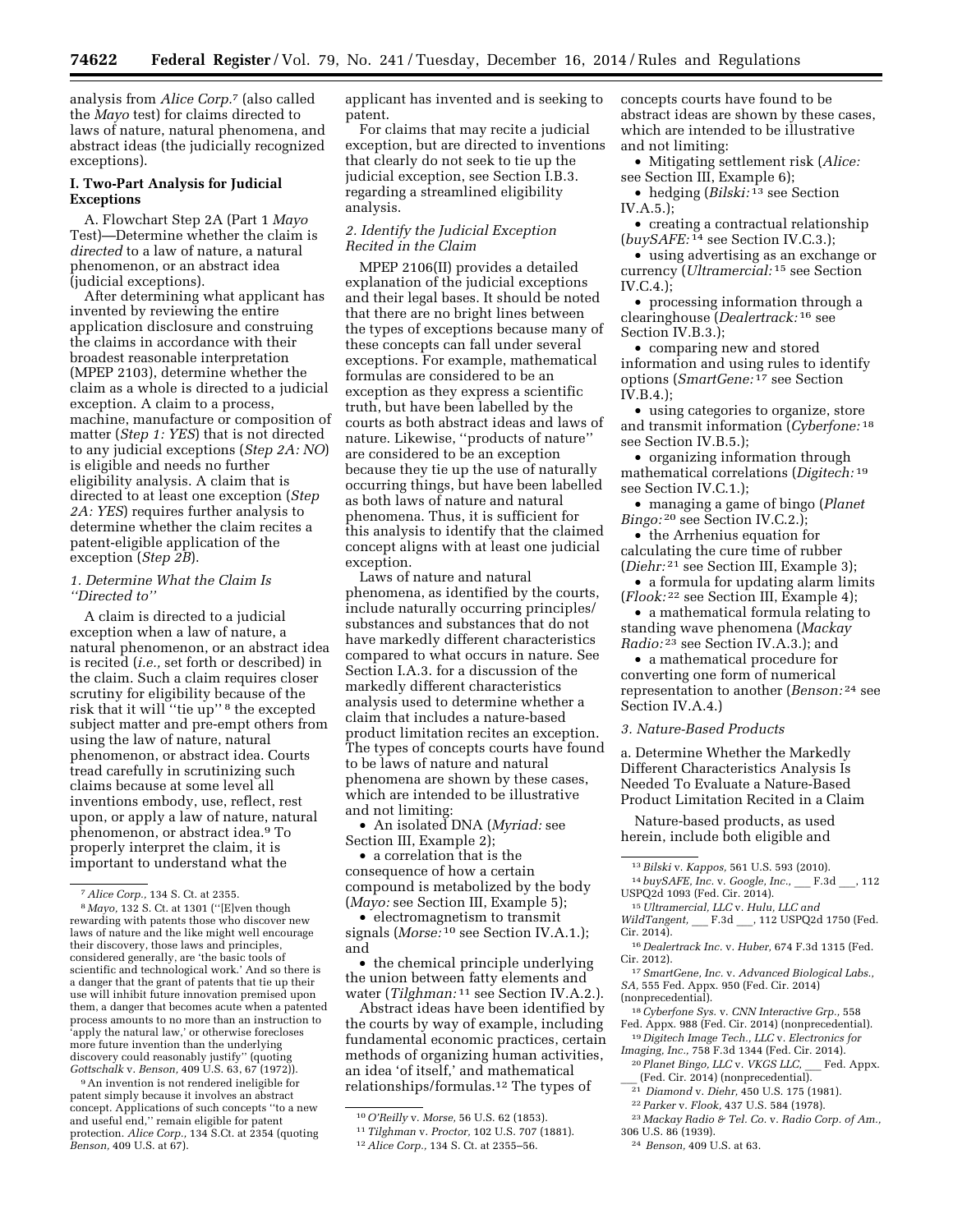analysis from *Alice Corp.*[7] (also called the *Mayo* test) for claims directed to laws of nature, natural phenomena, and abstract ideas (the judicially recognized exceptions).

### I. Two-Part Analysis for Judicial Exceptions

A. Flowchart Step 2A (Part 1 *Mayo* Test)—Determine whether the claim is *directed* to a law of nature, a natural phenomenon, or an abstract idea (judicial exceptions).

After determining what applicant has invented by reviewing the entire application disclosure and construing the claims in accordance with their broadest reasonable interpretation (MPEP 2103), determine whether the claim as a whole is directed to a judicial exception. A claim to a process, machine, manufacture or composition of matter (*Step 1: YES*) that is not directed to any judicial exceptions (*Step 2A: NO*) is eligible and needs no further eligibility analysis. A claim that is directed to at least one exception (*Step 2A: YES*) requires further analysis to determine whether the claim recites a patent-eligible application of the exception (*Step 2B*).

#### *1. Determine What the Claim Is "Directed to"*

A claim is directed to a judicial exception when a law of nature, a natural phenomenon, or an abstract idea is recited (*i.e.,* set forth or described) in the claim. Such a claim requires closer scrutiny for eligibility because of the risk that it will "tie up"[8] the excepted subject matter and pre-empt others from using the law of nature, natural phenomenon, or abstract idea. Courts tread carefully in scrutinizing such claims because at some level all inventions embody, use, reflect, rest upon, or apply a law of nature, natural phenomenon, or abstract idea.[9] To properly interpret the claim, it is important to understand what the applicant has invented and is seeking to patent.

For claims that may recite a judicial exception, but are directed to inventions that clearly do not seek to tie up the judicial exception, see Section I.B.3. regarding a streamlined eligibility analysis.

#### *2. Identify the Judicial Exception Recited in the Claim*

MPEP 2106(II) provides a detailed explanation of the judicial exceptions and their legal bases. It should be noted that there are no bright lines between the types of exceptions because many of these concepts can fall under several exceptions. For example, mathematical formulas are considered to be an exception as they express a scientific truth, but have been labelled by the courts as both abstract ideas and laws of nature. Likewise, "products of nature" are considered to be an exception because they tie up the use of naturally occurring things, but have been labelled as both laws of nature and natural phenomena. Thus, it is sufficient for this analysis to identify that the claimed concept aligns with at least one judicial exception.

Laws of nature and natural phenomena, as identified by the courts, include naturally occurring principles/substances and substances that do not have markedly different characteristics compared to what occurs in nature. See Section I.A.3. for a discussion of the markedly different characteristics analysis used to determine whether a claim that includes a nature-based product limitation recites an exception. The types of concepts courts have found to be laws of nature and natural phenomena are shown by these cases, which are intended to be illustrative and not limiting:

- An isolated DNA (*Myriad:* see Section III, Example 2);
- a correlation that is the consequence of how a certain compound is metabolized by the body (*Mayo:* see Section III, Example 5);
- electromagnetism to transmit signals (*Morse:*[10] see Section IV.A.1.); and
- the chemical principle underlying the union between fatty elements and water (*Tilghman:*[11] see Section IV.A.2.).

Abstract ideas have been identified by the courts by way of example, including fundamental economic practices, certain methods of organizing human activities, an idea 'of itself,' and mathematical relationships/formulas.[12] The types of concepts courts have found to be abstract ideas are shown by these cases, which are intended to be illustrative and not limiting:

- Mitigating settlement risk (*Alice:* see Section III, Example 6);
- hedging (*Bilski:*[13] see Section IV.A.5.);
- creating a contractual relationship (*buySAFE:*[14] see Section IV.C.3.);
- using advertising as an exchange or currency (*Ultramercial:*[15] see Section IV.C.4.);
- processing information through a clearinghouse (*Dealertrack:*[16] see Section IV.B.3.);
- comparing new and stored information and using rules to identify options (*SmartGene:*[17] see Section IV.B.4.);
- using categories to organize, store and transmit information (*Cyberfone:*[18] see Section IV.B.5.);
- organizing information through mathematical correlations (*Digitech:*[19] see Section IV.C.1.);
- managing a game of bingo (*Planet Bingo:*[20] see Section IV.C.2.);
- the Arrhenius equation for calculating the cure time of rubber (*Diehr:*[21] see Section III, Example 3);
- a formula for updating alarm limits (*Flook:*[22] see Section III, Example 4);
- a mathematical formula relating to standing wave phenomena (*Mackay Radio:*[23] see Section IV.A.3.); and
- a mathematical procedure for converting one form of numerical representation to another (*Benson:*[24] see Section IV.A.4.)

#### *3. Nature-Based Products*

a. Determine Whether the Markedly Different Characteristics Analysis Is Needed To Evaluate a Nature-Based Product Limitation Recited in a Claim

Nature-based products, as used herein, include both eligible and

---

[7] *Alice Corp.,* 134 S. Ct. at 2355.

[8] *Mayo,* 132 S. Ct. at 1301 ("[E]ven though rewarding with patents those who discover new laws of nature and the like might well encourage their discovery, those laws and principles, considered generally, are 'the basic tools of scientific and technological work.' And so there is a danger that the grant of patents that tie up their use will inhibit future innovation premised upon them, a danger that becomes acute when a patented process amounts to no more than an instruction to 'apply the natural law,' or otherwise forecloses more future invention than the underlying discovery could reasonably justify" (quoting *Gottschalk* v. *Benson,* 409 U.S. 63, 67 (1972)).

[9] An invention is not rendered ineligible for patent simply because it involves an abstract concept. Applications of such concepts "to a new and useful end," remain eligible for patent protection. *Alice Corp.,* 134 S.Ct. at 2354 (quoting *Benson,* 409 U.S. at 67).

[10] *O'Reilly* v. *Morse,* 56 U.S. 62 (1853).

[11] *Tilghman* v. *Proctor,* 102 U.S. 707 (1881).

[12] *Alice Corp.,* 134 S. Ct. at 2355–56.

[13] *Bilski* v. *Kappos,* 561 U.S. 593 (2010).

[14] *buySAFE, Inc.* v. *Google, Inc.,* ___ F.3d ___, 112 USPQ2d 1093 (Fed. Cir. 2014).

[15] *Ultramercial, LLC* v. *Hulu, LLC and WildTangent,* ___ F.3d ___, 112 USPQ2d 1750 (Fed. Cir. 2014).

[16] *Dealertrack Inc.* v. *Huber,* 674 F.3d 1315 (Fed. Cir. 2012).

[17] *SmartGene, Inc.* v. *Advanced Biological Labs., SA,* 555 Fed. Appx. 950 (Fed. Cir. 2014) (nonprecedential).

[18] *Cyberfone Sys.* v. *CNN Interactive Grp.,* 558 Fed. Appx. 988 (Fed. Cir. 2014) (nonprecedential).

[19] *Digitech Image Tech., LLC* v. *Electronics for Imaging, Inc.,* 758 F.3d 1344 (Fed. Cir. 2014).

[20] *Planet Bingo, LLC* v. *VKGS LLC,* ___ Fed. Appx. ___ (Fed. Cir. 2014) (nonprecedential).

[21] *Diamond* v. *Diehr,* 450 U.S. 175 (1981).

[22] *Parker* v. *Flook,* 437 U.S. 584 (1978).

[23] *Mackay Radio & Tel. Co.* v. *Radio Corp. of Am.,* 306 U.S. 86 (1939).

[24] *Benson,* 409 U.S. at 63.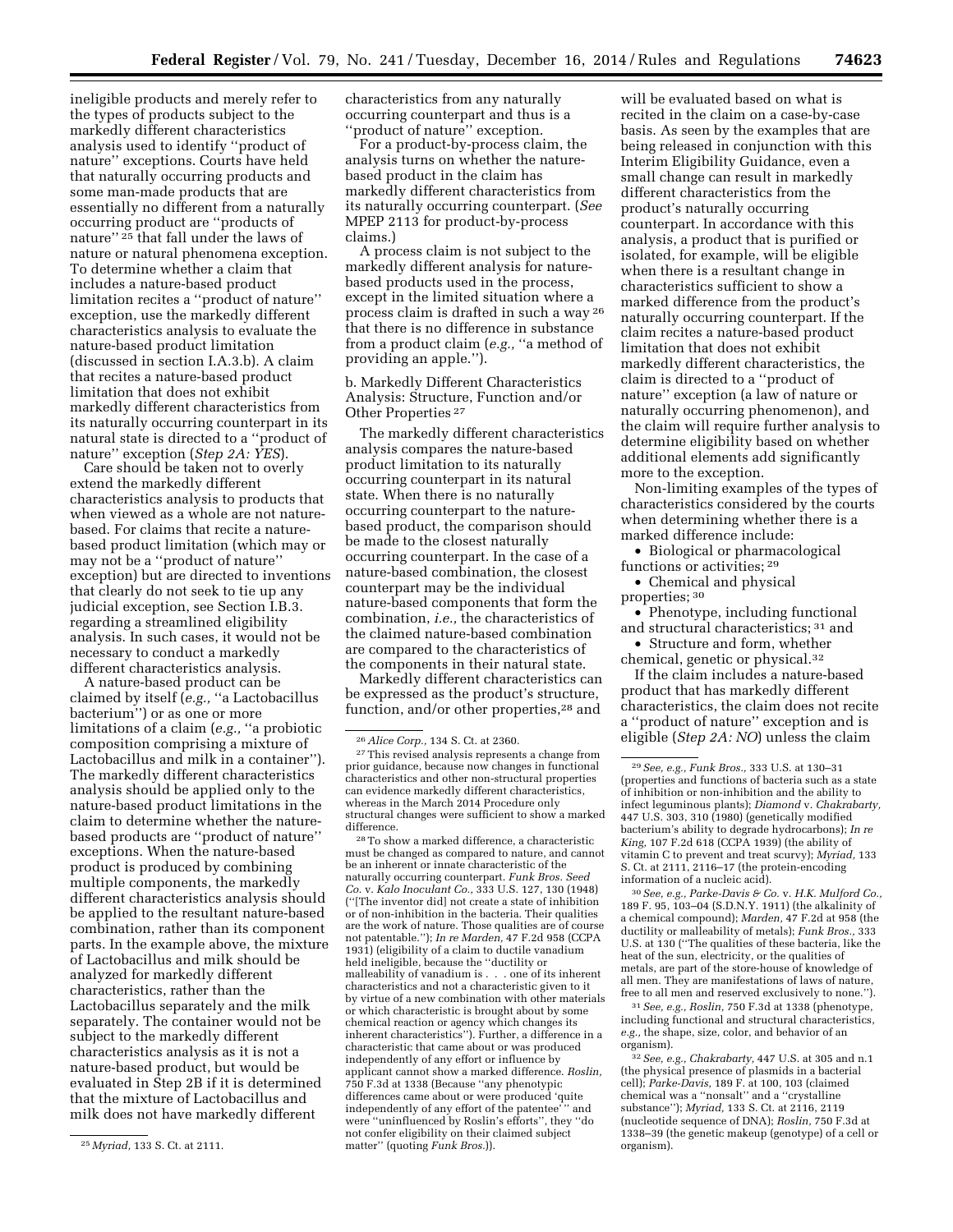ineligible products and merely refer to the types of products subject to the markedly different characteristics analysis used to identify ''product of nature'' exceptions. Courts have held that naturally occurring products and some man-made products that are essentially no different from a naturally occurring product are ''products of nature'' [25] that fall under the laws of nature or natural phenomena exception. To determine whether a claim that includes a nature-based product limitation recites a ''product of nature'' exception, use the markedly different characteristics analysis to evaluate the nature-based product limitation (discussed in section I.A.3.b). A claim that recites a nature-based product limitation that does not exhibit markedly different characteristics from its naturally occurring counterpart in its natural state is directed to a ''product of nature'' exception (*Step 2A: YES*).

Care should be taken not to overly extend the markedly different characteristics analysis to products that when viewed as a whole are not nature-based. For claims that recite a nature-based product limitation (which may or may not be a ''product of nature'' exception) but are directed to inventions that clearly do not seek to tie up any judicial exception, see Section I.B.3. regarding a streamlined eligibility analysis. In such cases, it would not be necessary to conduct a markedly different characteristics analysis.

A nature-based product can be claimed by itself (*e.g.,* ''a Lactobacillus bacterium'') or as one or more limitations of a claim (*e.g.,* ''a probiotic composition comprising a mixture of Lactobacillus and milk in a container''). The markedly different characteristics analysis should be applied only to the nature-based product limitations in the claim to determine whether the nature-based products are ''product of nature'' exceptions. When the nature-based product is produced by combining multiple components, the markedly different characteristics analysis should be applied to the resultant nature-based combination, rather than its component parts. In the example above, the mixture of Lactobacillus and milk should be analyzed for markedly different characteristics, rather than the Lactobacillus separately and the milk separately. The container would not be subject to the markedly different characteristics analysis as it is not a nature-based product, but would be evaluated in Step 2B if it is determined that the mixture of Lactobacillus and milk does not have markedly different characteristics from any naturally occurring counterpart and thus is a ''product of nature'' exception.

For a product-by-process claim, the analysis turns on whether the nature-based product in the claim has markedly different characteristics from its naturally occurring counterpart. (*See* MPEP 2113 for product-by-process claims.)

A process claim is not subject to the markedly different analysis for nature-based products used in the process, except in the limited situation where a process claim is drafted in such a way [26] that there is no difference in substance from a product claim (*e.g.,* ''a method of providing an apple.'').

b. Markedly Different Characteristics Analysis: Structure, Function and/or Other Properties [27]

The markedly different characteristics analysis compares the nature-based product limitation to its naturally occurring counterpart in its natural state. When there is no naturally occurring counterpart to the nature-based product, the comparison should be made to the closest naturally occurring counterpart. In the case of a nature-based combination, the closest counterpart may be the individual nature-based components that form the combination, *i.e.,* the characteristics of the claimed nature-based combination are compared to the characteristics of the components in their natural state.

Markedly different characteristics can be expressed as the product's structure, function, and/or other properties,[28] and will be evaluated based on what is recited in the claim on a case-by-case basis. As seen by the examples that are being released in conjunction with this Interim Eligibility Guidance, even a small change can result in markedly different characteristics from the product's naturally occurring counterpart. In accordance with this analysis, a product that is purified or isolated, for example, will be eligible when there is a resultant change in characteristics sufficient to show a marked difference from the product's naturally occurring counterpart. If the claim recites a nature-based product limitation that does not exhibit markedly different characteristics, the claim is directed to a ''product of nature'' exception (a law of nature or naturally occurring phenomenon), and the claim will require further analysis to determine eligibility based on whether additional elements add significantly more to the exception.

Non-limiting examples of the types of characteristics considered by the courts when determining whether there is a marked difference include:

- Biological or pharmacological functions or activities; [29]
- Chemical and physical properties; [30]
- Phenotype, including functional and structural characteristics; [31] and
- Structure and form, whether chemical, genetic or physical.[32]

If the claim includes a nature-based product that has markedly different characteristics, the claim does not recite a ''product of nature'' exception and is eligible (*Step 2A: NO*) unless the claim

---

[25] *Myriad,* 133 S. Ct. at 2111.

[26] *Alice Corp.,* 134 S. Ct. at 2360.

[27] This revised analysis represents a change from prior guidance, because now changes in functional characteristics and other non-structural properties can evidence markedly different characteristics, whereas in the March 2014 Procedure only structural changes were sufficient to show a marked difference.

[28] To show a marked difference, a characteristic must be changed as compared to nature, and cannot be an inherent or innate characteristic of the naturally occurring counterpart. *Funk Bros. Seed Co.* v. *Kalo Inoculant Co.,* 333 U.S. 127, 130 (1948) (''[The inventor did] not create a state of inhibition or of non-inhibition in the bacteria. Their qualities are the work of nature. Those qualities are of course not patentable.''); *In re Marden,* 47 F.2d 958 (CCPA 1931) (eligibility of a claim to ductile vanadium held ineligible, because the ''ductility or malleability of vanadium is . . . one of its inherent characteristics and not a characteristic given to it by virtue of a new combination with other materials or which characteristic is brought about by some chemical reaction or agency which changes its inherent characteristics''). Further, a difference in a characteristic that came about or was produced independently of any effort or influence by applicant cannot show a marked difference. *Roslin,* 750 F.3d at 1338 (Because ''any phenotypic differences came about or were produced 'quite independently of any effort of the patentee' '' and were ''uninfluenced by Roslin's efforts'', they ''do not confer eligibility on their claimed subject matter'' (quoting *Funk Bros.*)).

[29] *See, e.g., Funk Bros.,* 333 U.S. at 130–31 (properties and functions of bacteria such as a state of inhibition or non-inhibition and the ability to infect leguminous plants); *Diamond* v. *Chakrabarty,* 447 U.S. 303, 310 (1980) (genetically modified bacterium's ability to degrade hydrocarbons); *In re King,* 107 F.2d 618 (CCPA 1939) (the ability of vitamin C to prevent and treat scurvy); *Myriad,* 133 S. Ct. at 2111, 2116–17 (the protein-encoding information of a nucleic acid).

[30] *See, e.g., Parke-Davis & Co.* v. *H.K. Mulford Co.,* 189 F. 95, 103–04 (S.D.N.Y. 1911) (the alkalinity of a chemical compound); *Marden,* 47 F.2d at 958 (the ductility or malleability of metals); *Funk Bros.,* 333 U.S. at 130 (''The qualities of these bacteria, like the heat of the sun, electricity, or the qualities of metals, are part of the store-house of knowledge of all men. They are manifestations of laws of nature, free to all men and reserved exclusively to none.'').

[31] *See, e.g., Roslin,* 750 F.3d at 1338 (phenotype, including functional and structural characteristics, *e.g.,* the shape, size, color, and behavior of an organism).

[32] *See, e.g., Chakrabarty,* 447 U.S. at 305 and n.1 (the physical presence of plasmids in a bacterial cell); *Parke-Davis,* 189 F. at 100, 103 (claimed chemical was a ''nonsalt'' and a ''crystalline substance''); *Myriad,* 133 S. Ct. at 2116, 2119 (nucleotide sequence of DNA); *Roslin,* 750 F.3d at 1338–39 (the genetic makeup (genotype) of a cell or organism).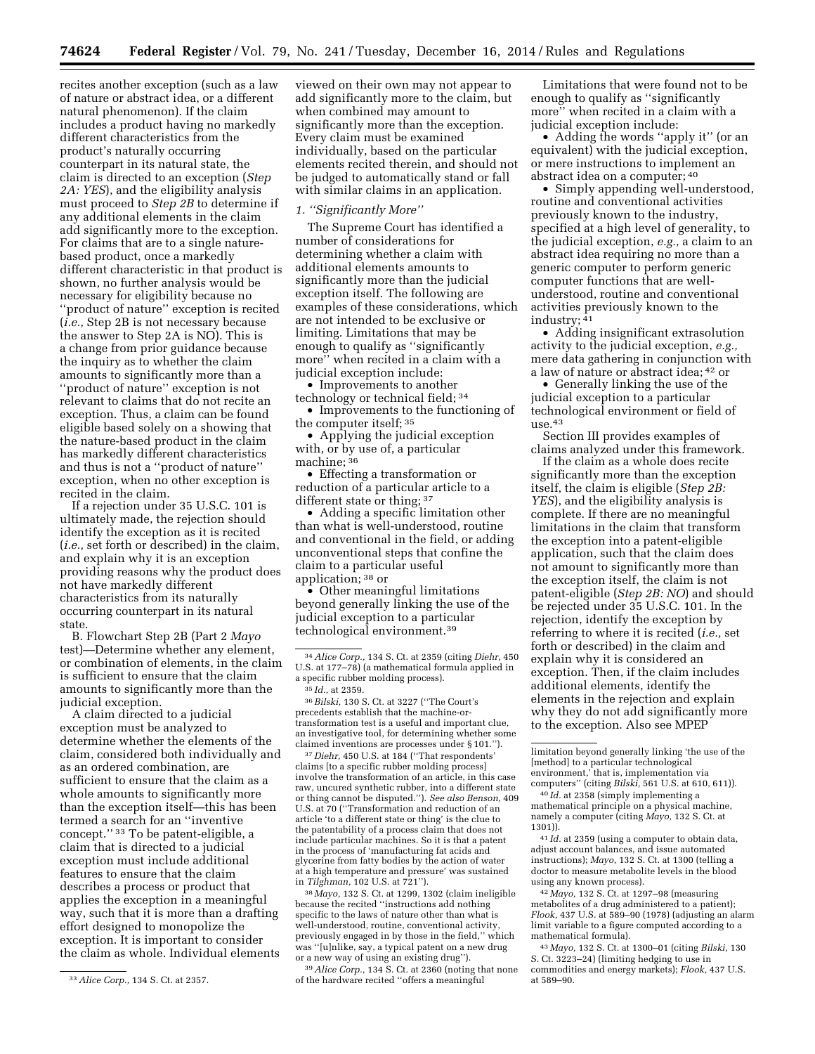recites another exception (such as a law of nature or abstract idea, or a different natural phenomenon). If the claim includes a product having no markedly different characteristics from the product's naturally occurring counterpart in its natural state, the claim is directed to an exception (*Step 2A: YES*), and the eligibility analysis must proceed to *Step 2B* to determine if any additional elements in the claim add significantly more to the exception. For claims that are to a single nature-based product, once a markedly different characteristic in that product is shown, no further analysis would be necessary for eligibility because no ''product of nature'' exception is recited (*i.e.,* Step 2B is not necessary because the answer to Step 2A is NO). This is a change from prior guidance because the inquiry as to whether the claim amounts to significantly more than a ''product of nature'' exception is not relevant to claims that do not recite an exception. Thus, a claim can be found eligible based solely on a showing that the nature-based product in the claim has markedly different characteristics and thus is not a ''product of nature'' exception, when no other exception is recited in the claim.

If a rejection under 35 U.S.C. 101 is ultimately made, the rejection should identify the exception as it is recited (*i.e.,* set forth or described) in the claim, and explain why it is an exception providing reasons why the product does not have markedly different characteristics from its naturally occurring counterpart in its natural state.

B. Flowchart Step 2B (Part 2 *Mayo* test)—Determine whether any element, or combination of elements, in the claim is sufficient to ensure that the claim amounts to significantly more than the judicial exception.

A claim directed to a judicial exception must be analyzed to determine whether the elements of the claim, considered both individually and as an ordered combination, are sufficient to ensure that the claim as a whole amounts to significantly more than the exception itself—this has been termed a search for an ''inventive concept.'' [33] To be patent-eligible, a claim that is directed to a judicial exception must include additional features to ensure that the claim describes a process or product that applies the exception in a meaningful way, such that it is more than a drafting effort designed to monopolize the exception. It is important to consider the claim as whole. Individual elements viewed on their own may not appear to add significantly more to the claim, but when combined may amount to significantly more than the exception. Every claim must be examined individually, based on the particular elements recited therein, and should not be judged to automatically stand or fall with similar claims in an application.

*1. ''Significantly More''*

The Supreme Court has identified a number of considerations for determining whether a claim with additional elements amounts to significantly more than the judicial exception itself. The following are examples of these considerations, which are not intended to be exclusive or limiting. Limitations that may be enough to qualify as ''significantly more'' when recited in a claim with a judicial exception include:

- Improvements to another technology or technical field; [34]
- Improvements to the functioning of the computer itself; [35]
- Applying the judicial exception with, or by use of, a particular machine; [36]
- Effecting a transformation or reduction of a particular article to a different state or thing; [37]
- Adding a specific limitation other than what is well-understood, routine and conventional in the field, or adding unconventional steps that confine the claim to a particular useful application; [38] or
- Other meaningful limitations beyond generally linking the use of the judicial exception to a particular technological environment.[39]

Limitations that were found not to be enough to qualify as ''significantly more'' when recited in a claim with a judicial exception include:

- Adding the words ''apply it'' (or an equivalent) with the judicial exception, or mere instructions to implement an abstract idea on a computer; [40]
- Simply appending well-understood, routine and conventional activities previously known to the industry, specified at a high level of generality, to the judicial exception, *e.g.,* a claim to an abstract idea requiring no more than a generic computer to perform generic computer functions that are well-understood, routine and conventional activities previously known to the industry; [41]
- Adding insignificant extrasolution activity to the judicial exception, *e.g.,* mere data gathering in conjunction with a law of nature or abstract idea; [42] or
- Generally linking the use of the judicial exception to a particular technological environment or field of use.[43]

Section III provides examples of claims analyzed under this framework.

If the claim as a whole does recite significantly more than the exception itself, the claim is eligible (*Step 2B: YES*), and the eligibility analysis is complete. If there are no meaningful limitations in the claim that transform the exception into a patent-eligible application, such that the claim does not amount to significantly more than the exception itself, the claim is not patent-eligible (*Step 2B: NO*) and should be rejected under 35 U.S.C. 101. In the rejection, identify the exception by referring to where it is recited (*i.e.,* set forth or described) in the claim and explain why it is considered an exception. Then, if the claim includes additional elements, identify the elements in the rejection and explain why they do not add significantly more to the exception. Also see MPEP

---

[33] *Alice Corp.,* 134 S. Ct. at 2357.

[34] *Alice Corp.,* 134 S. Ct. at 2359 (citing *Diehr,* 450 U.S. at 177–78) (a mathematical formula applied in a specific rubber molding process).

[35] *Id.,* at 2359.

[36] *Bilski,* 130 S. Ct. at 3227 (''The Court's precedents establish that the machine-or-transformation test is a useful and important clue, an investigative tool, for determining whether some claimed inventions are processes under § 101.'').

[37] *Diehr,* 450 U.S. at 184 (''That respondents' claims [to a specific rubber molding process] involve the transformation of an article, in this case raw, uncured synthetic rubber, into a different state or thing cannot be disputed.''). *See also Benson,* 409 U.S. at 70 (''Transformation and reduction of an article 'to a different state or thing' is the clue to the patentability of a process claim that does not include particular machines. So it is that a patent in the process of 'manufacturing fat acids and glycerine from fatty bodies by the action of water at a high temperature and pressure' was sustained in *Tilghman,* 102 U.S. at 721'').

[38] *Mayo,* 132 S. Ct. at 1299, 1302 (claim ineligible because the recited ''instructions add nothing specific to the laws of nature other than what is well-understood, routine, conventional activity, previously engaged in by those in the field,'' which was ''[u]nlike, say, a typical patent on a new drug or a new way of using an existing drug'').

[39] *Alice Corp.,* 134 S. Ct. at 2360 (noting that none of the hardware recited ''offers a meaningful limitation beyond generally linking 'the use of the [method] to a particular technological environment,' that is, implementation via computers'' (citing *Bilski,* 561 U.S. at 610, 611)).

[40] *Id.* at 2358 (simply implementing a mathematical principle on a physical machine, namely a computer (citing *Mayo,* 132 S. Ct. at 1301)).

[41] *Id.* at 2359 (using a computer to obtain data, adjust account balances, and issue automated instructions); *Mayo,* 132 S. Ct. at 1300 (telling a doctor to measure metabolite levels in the blood using any known process).

[42] *Mayo,* 132 S. Ct. at 1297–98 (measuring metabolites of a drug administered to a patient); *Flook,* 437 U.S. at 589–90 (1978) (adjusting an alarm limit variable to a figure computed according to a mathematical formula).

[43] *Mayo,* 132 S. Ct. at 1300–01 (citing *Bilski,* 130 S. Ct. 3223–24) (limiting hedging to use in commodities and energy markets); *Flook,* 437 U.S. at 589–90.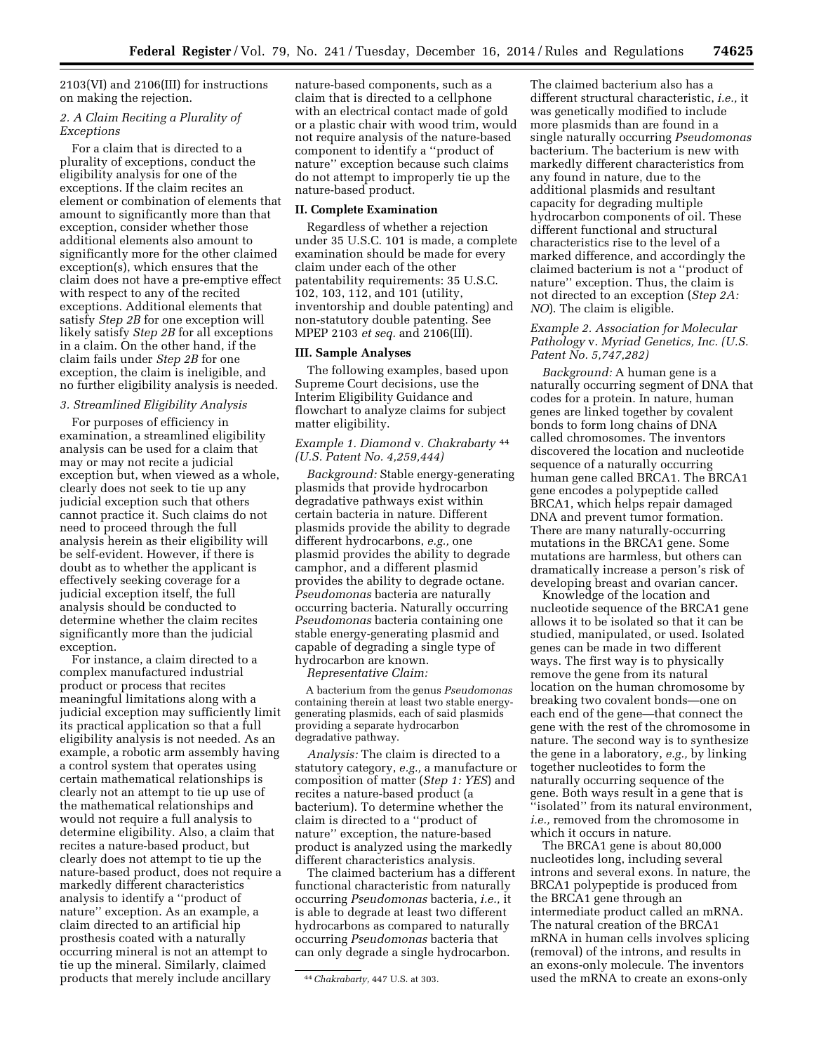2103(VI) and 2106(III) for instructions on making the rejection.

*2. A Claim Reciting a Plurality of Exceptions*

For a claim that is directed to a plurality of exceptions, conduct the eligibility analysis for one of the exceptions. If the claim recites an element or combination of elements that amount to significantly more than that exception, consider whether those additional elements also amount to significantly more for the other claimed exception(s), which ensures that the claim does not have a pre-emptive effect with respect to any of the recited exceptions. Additional elements that satisfy *Step 2B* for one exception will likely satisfy *Step 2B* for all exceptions in a claim. On the other hand, if the claim fails under *Step 2B* for one exception, the claim is ineligible, and no further eligibility analysis is needed.

*3. Streamlined Eligibility Analysis*

For purposes of efficiency in examination, a streamlined eligibility analysis can be used for a claim that may or may not recite a judicial exception but, when viewed as a whole, clearly does not seek to tie up any judicial exception such that others cannot practice it. Such claims do not need to proceed through the full analysis herein as their eligibility will be self-evident. However, if there is doubt as to whether the applicant is effectively seeking coverage for a judicial exception itself, the full analysis should be conducted to determine whether the claim recites significantly more than the judicial exception.

For instance, a claim directed to a complex manufactured industrial product or process that recites meaningful limitations along with a judicial exception may sufficiently limit its practical application so that a full eligibility analysis is not needed. As an example, a robotic arm assembly having a control system that operates using certain mathematical relationships is clearly not an attempt to tie up use of the mathematical relationships and would not require a full analysis to determine eligibility. Also, a claim that recites a nature-based product, but clearly does not attempt to tie up the nature-based product, does not require a markedly different characteristics analysis to identify a ''product of nature'' exception. As an example, a claim directed to an artificial hip prosthesis coated with a naturally occurring mineral is not an attempt to tie up the mineral. Similarly, claimed products that merely include ancillary nature-based components, such as a claim that is directed to a cellphone with an electrical contact made of gold or a plastic chair with wood trim, would not require analysis of the nature-based component to identify a ''product of nature'' exception because such claims do not attempt to improperly tie up the nature-based product.

**II. Complete Examination**

Regardless of whether a rejection under 35 U.S.C. 101 is made, a complete examination should be made for every claim under each of the other patentability requirements: 35 U.S.C. 102, 103, 112, and 101 (utility, inventorship and double patenting) and non-statutory double patenting. See MPEP 2103 *et seq.* and 2106(III).

**III. Sample Analyses**

The following examples, based upon Supreme Court decisions, use the Interim Eligibility Guidance and flowchart to analyze claims for subject matter eligibility.

*Example 1. Diamond* v. *Chakrabarty* [44] *(U.S. Patent No. 4,259,444)*

*Background:* Stable energy-generating plasmids that provide hydrocarbon degradative pathways exist within certain bacteria in nature. Different plasmids provide the ability to degrade different hydrocarbons, *e.g.,* one plasmid provides the ability to degrade camphor, and a different plasmid provides the ability to degrade octane. *Pseudomonas* bacteria are naturally occurring bacteria. Naturally occurring *Pseudomonas* bacteria containing one stable energy-generating plasmid and capable of degrading a single type of hydrocarbon are known.

*Representative Claim:*

> A bacterium from the genus *Pseudomonas* containing therein at least two stable energy-generating plasmids, each of said plasmids providing a separate hydrocarbon degradative pathway.

*Analysis:* The claim is directed to a statutory category, *e.g.,* a manufacture or composition of matter (*Step 1: YES*) and recites a nature-based product (a bacterium). To determine whether the claim is directed to a ''product of nature'' exception, the nature-based product is analyzed using the markedly different characteristics analysis.

The claimed bacterium has a different functional characteristic from naturally occurring *Pseudomonas* bacteria, *i.e.,* it is able to degrade at least two different hydrocarbons as compared to naturally occurring *Pseudomonas* bacteria that can only degrade a single hydrocarbon. The claimed bacterium also has a different structural characteristic, *i.e.,* it was genetically modified to include more plasmids than are found in a single naturally occurring *Pseudomonas* bacterium. The bacterium is new with markedly different characteristics from any found in nature, due to the additional plasmids and resultant capacity for degrading multiple hydrocarbon components of oil. These different functional and structural characteristics rise to the level of a marked difference, and accordingly the claimed bacterium is not a ''product of nature'' exception. Thus, the claim is not directed to an exception (*Step 2A: NO*). The claim is eligible.

*Example 2. Association for Molecular Pathology* v. *Myriad Genetics, Inc. (U.S. Patent No. 5,747,282)*

*Background:* A human gene is a naturally occurring segment of DNA that codes for a protein. In nature, human genes are linked together by covalent bonds to form long chains of DNA called chromosomes. The inventors discovered the location and nucleotide sequence of a naturally occurring human gene called BRCA1. The BRCA1 gene encodes a polypeptide called BRCA1, which helps repair damaged DNA and prevent tumor formation. There are many naturally-occurring mutations in the BRCA1 gene. Some mutations are harmless, but others can dramatically increase a person's risk of developing breast and ovarian cancer.

Knowledge of the location and nucleotide sequence of the BRCA1 gene allows it to be isolated so that it can be studied, manipulated, or used. Isolated genes can be made in two different ways. The first way is to physically remove the gene from its natural location on the human chromosome by breaking two covalent bonds—one on each end of the gene—that connect the gene with the rest of the chromosome in nature. The second way is to synthesize the gene in a laboratory, *e.g.,* by linking together nucleotides to form the naturally occurring sequence of the gene. Both ways result in a gene that is ''isolated'' from its natural environment, *i.e.,* removed from the chromosome in which it occurs in nature.

The BRCA1 gene is about 80,000 nucleotides long, including several introns and several exons. In nature, the BRCA1 polypeptide is produced from the BRCA1 gene through an intermediate product called an mRNA. The natural creation of the BRCA1 mRNA in human cells involves splicing (removal) of the introns, and results in an exons-only molecule. The inventors used the mRNA to create an exons-only

[44] *Chakrabarty,* 447 U.S. at 303.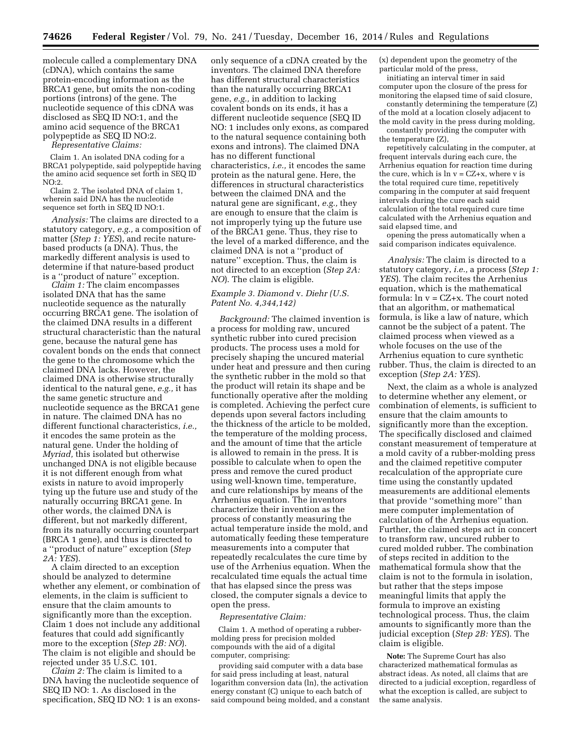molecule called a complementary DNA (cDNA), which contains the same protein-encoding information as the BRCA1 gene, but omits the non-coding portions (introns) of the gene. The nucleotide sequence of this cDNA was disclosed as SEQ ID NO:1, and the amino acid sequence of the BRCA1 polypeptide as SEQ ID NO:2.

*Representative Claims:*

Claim 1. An isolated DNA coding for a BRCA1 polypeptide, said polypeptide having the amino acid sequence set forth in SEQ ID NO:2.

Claim 2. The isolated DNA of claim 1, wherein said DNA has the nucleotide sequence set forth in SEQ ID NO:1.

*Analysis:* The claims are directed to a statutory category, *e.g.,* a composition of matter (*Step 1: YES*), and recite nature-based products (a DNA). Thus, the markedly different analysis is used to determine if that nature-based product is a ''product of nature'' exception.

*Claim 1:* The claim encompasses isolated DNA that has the same nucleotide sequence as the naturally occurring BRCA1 gene. The isolation of the claimed DNA results in a different structural characteristic than the natural gene, because the natural gene has covalent bonds on the ends that connect the gene to the chromosome which the claimed DNA lacks. However, the claimed DNA is otherwise structurally identical to the natural gene, *e.g.,* it has the same genetic structure and nucleotide sequence as the BRCA1 gene in nature. The claimed DNA has no different functional characteristics, *i.e.,* it encodes the same protein as the natural gene. Under the holding of *Myriad,* this isolated but otherwise unchanged DNA is not eligible because it is not different enough from what exists in nature to avoid improperly tying up the future use and study of the naturally occurring BRCA1 gene. In other words, the claimed DNA is different, but not markedly different, from its naturally occurring counterpart (BRCA 1 gene), and thus is directed to a ''product of nature'' exception (*Step 2A: YES*).

A claim directed to an exception should be analyzed to determine whether any element, or combination of elements, in the claim is sufficient to ensure that the claim amounts to significantly more than the exception. Claim 1 does not include any additional features that could add significantly more to the exception (*Step 2B: NO*). The claim is not eligible and should be rejected under 35 U.S.C. 101.

*Claim 2:* The claim is limited to a DNA having the nucleotide sequence of SEQ ID NO: 1. As disclosed in the specification, SEQ ID NO: 1 is an exons-only sequence of a cDNA created by the inventors. The claimed DNA therefore has different structural characteristics than the naturally occurring BRCA1 gene, *e.g.,* in addition to lacking covalent bonds on its ends, it has a different nucleotide sequence (SEQ ID NO: 1 includes only exons, as compared to the natural sequence containing both exons and introns). The claimed DNA has no different functional characteristics, *i.e.,* it encodes the same protein as the natural gene. Here, the differences in structural characteristics between the claimed DNA and the natural gene are significant, *e.g.,* they are enough to ensure that the claim is not improperly tying up the future use of the BRCA1 gene. Thus, they rise to the level of a marked difference, and the claimed DNA is not a ''product of nature'' exception. Thus, the claim is not directed to an exception (*Step 2A: NO*). The claim is eligible.

### *Example 3. Diamond* v. *Diehr (U.S. Patent No. 4,344,142)*

*Background:* The claimed invention is a process for molding raw, uncured synthetic rubber into cured precision products. The process uses a mold for precisely shaping the uncured material under heat and pressure and then curing the synthetic rubber in the mold so that the product will retain its shape and be functionally operative after the molding is completed. Achieving the perfect cure depends upon several factors including the thickness of the article to be molded, the temperature of the molding process, and the amount of time that the article is allowed to remain in the press. It is possible to calculate when to open the press and remove the cured product using well-known time, temperature, and cure relationships by means of the Arrhenius equation. The inventors characterize their invention as the process of constantly measuring the actual temperature inside the mold, and automatically feeding these temperature measurements into a computer that repeatedly recalculates the cure time by use of the Arrhenius equation. When the recalculated time equals the actual time that has elapsed since the press was closed, the computer signals a device to open the press.

*Representative Claim:*

Claim 1. A method of operating a rubber-molding press for precision molded compounds with the aid of a digital computer, comprising:

providing said computer with a data base for said press including at least, natural logarithm conversion data (ln), the activation energy constant (C) unique to each batch of said compound being molded, and a constant (x) dependent upon the geometry of the particular mold of the press,

initiating an interval timer in said computer upon the closure of the press for monitoring the elapsed time of said closure,

constantly determining the temperature (Z) of the mold at a location closely adjacent to the mold cavity in the press during molding,

constantly providing the computer with the temperature (Z),

repetitively calculating in the computer, at frequent intervals during each cure, the Arrhenius equation for reaction time during the cure, which is $\ln v = CZ+x$, where v is the total required cure time, repetitively comparing in the computer at said frequent intervals during the cure each said calculation of the total required cure time calculated with the Arrhenius equation and said elapsed time, and

opening the press automatically when a said comparison indicates equivalence.

*Analysis:* The claim is directed to a statutory category, *i.e.,* a process (*Step 1: YES*). The claim recites the Arrhenius equation, which is the mathematical formula: $\ln v = CZ+x$. The court noted that an algorithm, or mathematical formula, is like a law of nature, which cannot be the subject of a patent. The claimed process when viewed as a whole focuses on the use of the Arrhenius equation to cure synthetic rubber. Thus, the claim is directed to an exception (*Step 2A: YES*).

Next, the claim as a whole is analyzed to determine whether any element, or combination of elements, is sufficient to ensure that the claim amounts to significantly more than the exception. The specifically disclosed and claimed constant measurement of temperature at a mold cavity of a rubber-molding press and the claimed repetitive computer recalculation of the appropriate cure time using the constantly updated measurements are additional elements that provide ''something more'' than mere computer implementation of calculation of the Arrhenius equation. Further, the claimed steps act in concert to transform raw, uncured rubber to cured molded rubber. The combination of steps recited in addition to the mathematical formula show that the claim is not to the formula in isolation, but rather that the steps impose meaningful limits that apply the formula to improve an existing technological process. Thus, the claim amounts to significantly more than the judicial exception (*Step 2B: YES*). The claim is eligible.

**Note:** The Supreme Court has also characterized mathematical formulas as abstract ideas. As noted, all claims that are directed to a judicial exception, regardless of what the exception is called, are subject to the same analysis.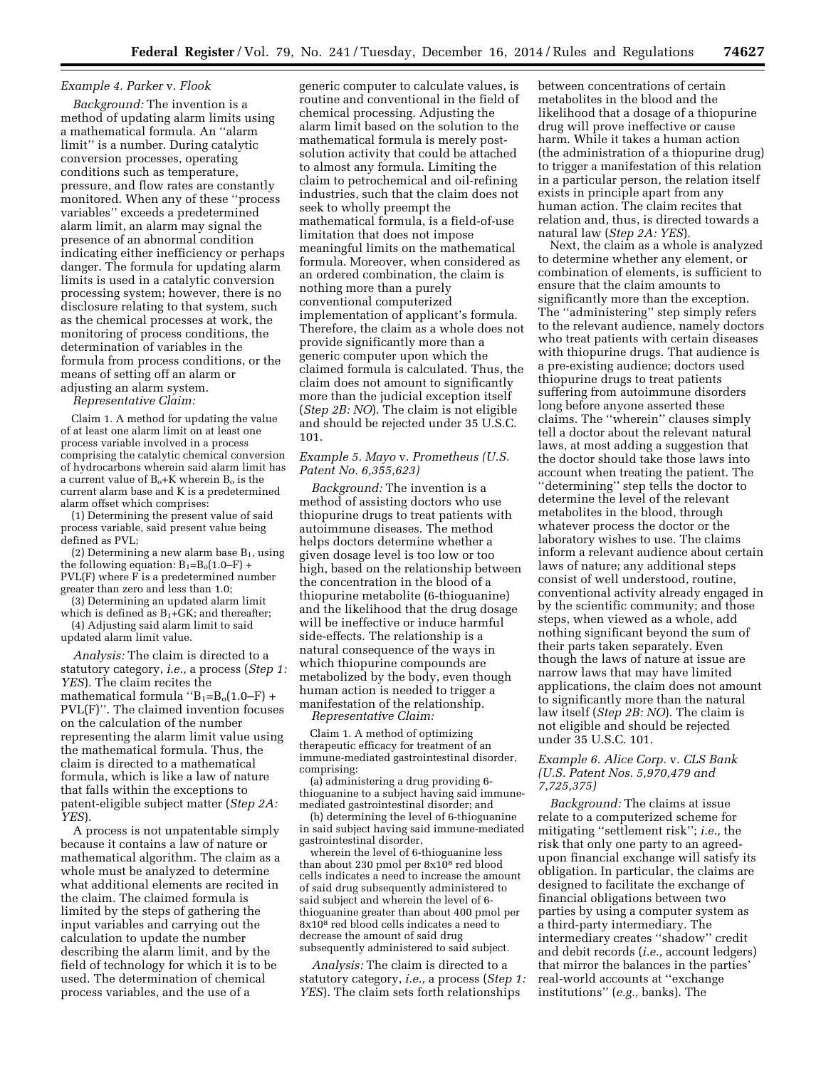*Example 4. Parker* v. *Flook*

*Background:* The invention is a method of updating alarm limits using a mathematical formula. An ''alarm limit'' is a number. During catalytic conversion processes, operating conditions such as temperature, pressure, and flow rates are constantly monitored. When any of these ''process variables'' exceeds a predetermined alarm limit, an alarm may signal the presence of an abnormal condition indicating either inefficiency or perhaps danger. The formula for updating alarm limits is used in a catalytic conversion processing system; however, there is no disclosure relating to that system, such as the chemical processes at work, the monitoring of process conditions, the determination of variables in the formula from process conditions, or the means of setting off an alarm or adjusting an alarm system.

*Representative Claim:*

Claim 1. A method for updating the value of at least one alarm limit on at least one process variable involved in a process comprising the catalytic chemical conversion of hydrocarbons wherein said alarm limit has a current value of $B_o$+K wherein $B_o$ is the current alarm base and K is a predetermined alarm offset which comprises:

(1) Determining the present value of said process variable, said present value being defined as PVL;

(2) Determining a new alarm base $B_1$, using the following equation: $B_1=B_o(1.0–F) + PVL(F)$ where F is a predetermined number greater than zero and less than 1.0;

(3) Determining an updated alarm limit which is defined as $B_1$+GK; and thereafter;

(4) Adjusting said alarm limit to said updated alarm limit value.

*Analysis:* The claim is directed to a statutory category, *i.e.,* a process (*Step 1: YES*). The claim recites the mathematical formula ''$B_1=B_o(1.0–F) + PVL(F)$''. The claimed invention focuses on the calculation of the number representing the alarm limit value using the mathematical formula. Thus, the claim is directed to a mathematical formula, which is like a law of nature that falls within the exceptions to patent-eligible subject matter (*Step 2A: YES*).

A process is not unpatentable simply because it contains a law of nature or mathematical algorithm. The claim as a whole must be analyzed to determine what additional elements are recited in the claim. The claimed formula is limited by the steps of gathering the input variables and carrying out the calculation to update the number describing the alarm limit, and by the field of technology for which it is to be used. The determination of chemical process variables, and the use of a generic computer to calculate values, is routine and conventional in the field of chemical processing. Adjusting the alarm limit based on the solution to the mathematical formula is merely post-solution activity that could be attached to almost any formula. Limiting the claim to petrochemical and oil-refining industries, such that the claim does not seek to wholly preempt the mathematical formula, is a field-of-use limitation that does not impose meaningful limits on the mathematical formula. Moreover, when considered as an ordered combination, the claim is nothing more than a purely conventional computerized implementation of applicant's formula. Therefore, the claim as a whole does not provide significantly more than a generic computer upon which the claimed formula is calculated. Thus, the claim does not amount to significantly more than the judicial exception itself (*Step 2B: NO*). The claim is not eligible and should be rejected under 35 U.S.C. 101.

*Example 5. Mayo* v. *Prometheus (U.S. Patent No. 6,355,623)*

*Background:* The invention is a method of assisting doctors who use thiopurine drugs to treat patients with autoimmune diseases. The method helps doctors determine whether a given dosage level is too low or too high, based on the relationship between the concentration in the blood of a thiopurine metabolite (6-thioguanine) and the likelihood that the drug dosage will be ineffective or induce harmful side-effects. The relationship is a natural consequence of the ways in which thiopurine compounds are metabolized by the body, even though human action is needed to trigger a manifestation of the relationship.

*Representative Claim:*

Claim 1. A method of optimizing therapeutic efficacy for treatment of an immune-mediated gastrointestinal disorder, comprising:

(a) administering a drug providing 6-thioguanine to a subject having said immune-mediated gastrointestinal disorder; and

(b) determining the level of 6-thioguanine in said subject having said immune-mediated gastrointestinal disorder,

wherein the level of 6-thioguanine less than about 230 pmol per $8x10^8$ red blood cells indicates a need to increase the amount of said drug subsequently administered to said subject and wherein the level of 6-thioguanine greater than about 400 pmol per $8x10^8$ red blood cells indicates a need to decrease the amount of said drug subsequently administered to said subject.

*Analysis:* The claim is directed to a statutory category, *i.e.,* a process (*Step 1: YES*). The claim sets forth relationships between concentrations of certain metabolites in the blood and the likelihood that a dosage of a thiopurine drug will prove ineffective or cause harm. While it takes a human action (the administration of a thiopurine drug) to trigger a manifestation of this relation in a particular person, the relation itself exists in principle apart from any human action. The claim recites that relation and, thus, is directed towards a natural law (*Step 2A: YES*).

Next, the claim as a whole is analyzed to determine whether any element, or combination of elements, is sufficient to ensure that the claim amounts to significantly more than the exception. The ''administering'' step simply refers to the relevant audience, namely doctors who treat patients with certain diseases with thiopurine drugs. That audience is a pre-existing audience; doctors used thiopurine drugs to treat patients suffering from autoimmune disorders long before anyone asserted these claims. The ''wherein'' clauses simply tell a doctor about the relevant natural laws, at most adding a suggestion that the doctor should take those laws into account when treating the patient. The ''determining'' step tells the doctor to determine the level of the relevant metabolites in the blood, through whatever process the doctor or the laboratory wishes to use. The claims inform a relevant audience about certain laws of nature; any additional steps consist of well understood, routine, conventional activity already engaged in by the scientific community; and those steps, when viewed as a whole, add nothing significant beyond the sum of their parts taken separately. Even though the laws of nature at issue are narrow laws that may have limited applications, the claim does not amount to significantly more than the natural law itself (*Step 2B: NO*). The claim is not eligible and should be rejected under 35 U.S.C. 101.

*Example 6. Alice Corp.* v. *CLS Bank (U.S. Patent Nos. 5,970,479 and 7,725,375)*

*Background:* The claims at issue relate to a computerized scheme for mitigating ''settlement risk''; *i.e.,* the risk that only one party to an agreed-upon financial exchange will satisfy its obligation. In particular, the claims are designed to facilitate the exchange of financial obligations between two parties by using a computer system as a third-party intermediary. The intermediary creates ''shadow'' credit and debit records (*i.e.,* account ledgers) that mirror the balances in the parties' real-world accounts at ''exchange institutions'' (*e.g.,* banks). The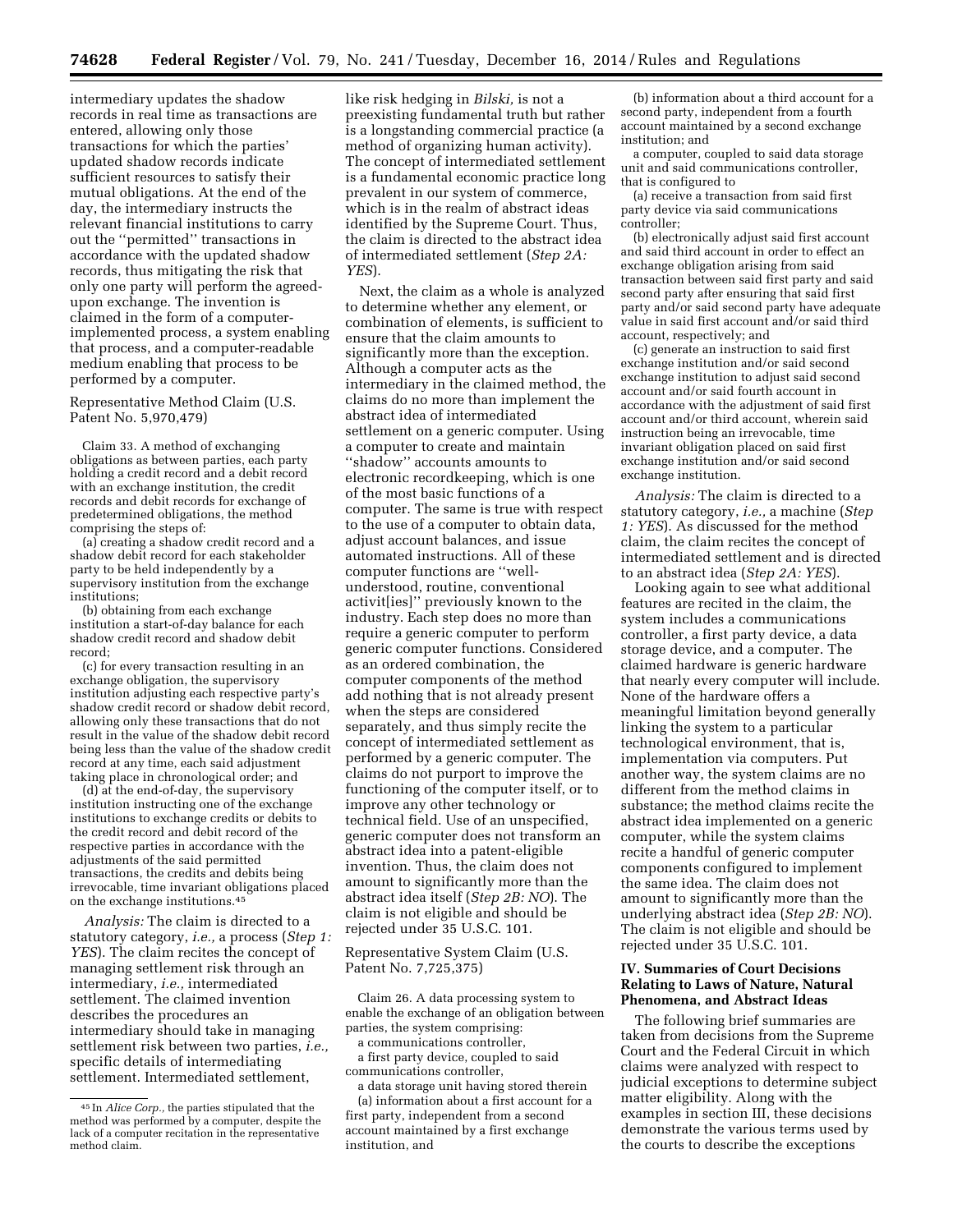intermediary updates the shadow records in real time as transactions are entered, allowing only those transactions for which the parties' updated shadow records indicate sufficient resources to satisfy their mutual obligations. At the end of the day, the intermediary instructs the relevant financial institutions to carry out the "permitted" transactions in accordance with the updated shadow records, thus mitigating the risk that only one party will perform the agreed-upon exchange. The invention is claimed in the form of a computer-implemented process, a system enabling that process, and a computer-readable medium enabling that process to be performed by a computer.

Representative Method Claim (U.S. Patent No. 5,970,479)

Claim 33. A method of exchanging obligations as between parties, each party holding a credit record and a debit record with an exchange institution, the credit records and debit records for exchange of predetermined obligations, the method comprising the steps of:

(a) creating a shadow credit record and a shadow debit record for each stakeholder party to be held independently by a supervisory institution from the exchange institutions;

(b) obtaining from each exchange institution a start-of-day balance for each shadow credit record and shadow debit record;

(c) for every transaction resulting in an exchange obligation, the supervisory institution adjusting each respective party's shadow credit record or shadow debit record, allowing only these transactions that do not result in the value of the shadow debit record being less than the value of the shadow credit record at any time, each said adjustment taking place in chronological order; and

(d) at the end-of-day, the supervisory institution instructing one of the exchange institutions to exchange credits or debits to the credit record and debit record of the respective parties in accordance with the adjustments of the said permitted transactions, the credits and debits being irrevocable, time invariant obligations placed on the exchange institutions.[45]

*Analysis:* The claim is directed to a statutory category, *i.e.,* a process (*Step 1: YES*). The claim recites the concept of managing settlement risk through an intermediary, *i.e.,* intermediated settlement. The claimed invention describes the procedures an intermediary should take in managing settlement risk between two parties, *i.e.,* specific details of intermediating settlement. Intermediated settlement, like risk hedging in *Bilski,* is not a preexisting fundamental truth but rather is a longstanding commercial practice (a method of organizing human activity). The concept of intermediated settlement is a fundamental economic practice long prevalent in our system of commerce, which is in the realm of abstract ideas identified by the Supreme Court. Thus, the claim is directed to the abstract idea of intermediated settlement (*Step 2A: YES*).

Next, the claim as a whole is analyzed to determine whether any element, or combination of elements, is sufficient to ensure that the claim amounts to significantly more than the exception. Although a computer acts as the intermediary in the claimed method, the claims do no more than implement the abstract idea of intermediated settlement on a generic computer. Using a computer to create and maintain "shadow" accounts amounts to electronic recordkeeping, which is one of the most basic functions of a computer. The same is true with respect to the use of a computer to obtain data, adjust account balances, and issue automated instructions. All of these computer functions are "well-understood, routine, conventional activit[ies]" previously known to the industry. Each step does no more than require a generic computer to perform generic computer functions. Considered as an ordered combination, the computer components of the method add nothing that is not already present when the steps are considered separately, and thus simply recite the concept of intermediated settlement as performed by a generic computer. The claims do not purport to improve the functioning of the computer itself, or to improve any other technology or technical field. Use of an unspecified, generic computer does not transform an abstract idea into a patent-eligible invention. Thus, the claim does not amount to significantly more than the abstract idea itself (*Step 2B: NO*). The claim is not eligible and should be rejected under 35 U.S.C. 101.

Representative System Claim (U.S. Patent No. 7,725,375)

Claim 26. A data processing system to enable the exchange of an obligation between parties, the system comprising:

a communications controller,

a first party device, coupled to said communications controller,

a data storage unit having stored therein

(a) information about a first account for a first party, independent from a second account maintained by a first exchange institution, and

(b) information about a third account for a second party, independent from a fourth account maintained by a second exchange institution; and

a computer, coupled to said data storage unit and said communications controller, that is configured to

(a) receive a transaction from said first party device via said communications controller;

(b) electronically adjust said first account and said third account in order to effect an exchange obligation arising from said transaction between said first party and said second party after ensuring that said first party and/or said second party have adequate value in said first account and/or said third account, respectively; and

(c) generate an instruction to said first exchange institution and/or said second exchange institution to adjust said second account and/or said fourth account in accordance with the adjustment of said first account and/or third account, wherein said instruction being an irrevocable, time invariant obligation placed on said first exchange institution and/or said second exchange institution.

*Analysis:* The claim is directed to a statutory category, *i.e.,* a machine (*Step 1: YES*). As discussed for the method claim, the claim recites the concept of intermediated settlement and is directed to an abstract idea (*Step 2A: YES*).

Looking again to see what additional features are recited in the claim, the system includes a communications controller, a first party device, a data storage device, and a computer. The claimed hardware is generic hardware that nearly every computer will include. None of the hardware offers a meaningful limitation beyond generally linking the system to a particular technological environment, that is, implementation via computers. Put another way, the system claims are no different from the method claims in substance; the method claims recite the abstract idea implemented on a generic computer, while the system claims recite a handful of generic computer components configured to implement the same idea. The claim does not amount to significantly more than the underlying abstract idea (*Step 2B: NO*). The claim is not eligible and should be rejected under 35 U.S.C. 101.

## IV. Summaries of Court Decisions Relating to Laws of Nature, Natural Phenomena, and Abstract Ideas

The following brief summaries are taken from decisions from the Supreme Court and the Federal Circuit in which claims were analyzed with respect to judicial exceptions to determine subject matter eligibility. Along with the examples in section III, these decisions demonstrate the various terms used by the courts to describe the exceptions

[45] In *Alice Corp.,* the parties stipulated that the method was performed by a computer, despite the lack of a computer recitation in the representative method claim.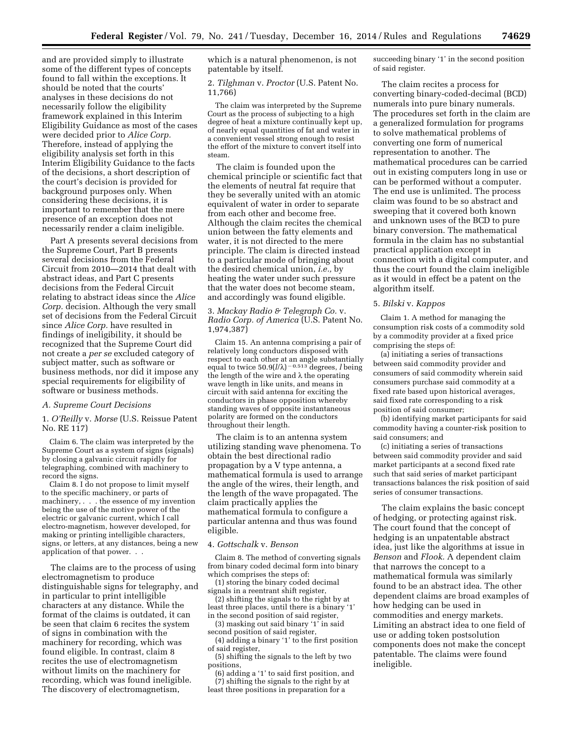and are provided simply to illustrate some of the different types of concepts found to fall within the exceptions. It should be noted that the courts' analyses in these decisions do not necessarily follow the eligibility framework explained in this Interim Eligibility Guidance as most of the cases were decided prior to *Alice Corp.* Therefore, instead of applying the eligibility analysis set forth in this Interim Eligibility Guidance to the facts of the decisions, a short description of the court's decision is provided for background purposes only. When considering these decisions, it is important to remember that the mere presence of an exception does not necessarily render a claim ineligible.

Part A presents several decisions from the Supreme Court, Part B presents several decisions from the Federal Circuit from 2010—2014 that dealt with abstract ideas, and Part C presents decisions from the Federal Circuit relating to abstract ideas since the *Alice Corp.* decision. Although the very small set of decisions from the Federal Circuit since *Alice Corp.* have resulted in findings of ineligibility, it should be recognized that the Supreme Court did not create a *per se* excluded category of subject matter, such as software or business methods, nor did it impose any special requirements for eligibility of software or business methods.

*A. Supreme Court Decisions*

1. *O'Reilly* v. *Morse* (U.S. Reissue Patent No. RE 117)

Claim 6. The claim was interpreted by the Supreme Court as a system of signs (signals) by closing a galvanic circuit rapidly for telegraphing, combined with machinery to record the signs.

Claim 8. I do not propose to limit myself to the specific machinery, or parts of machinery, . . . the essence of my invention being the use of the motive power of the electric or galvanic current, which I call electro-magnetism, however developed, for making or printing intelligible characters, signs, or letters, at any distances, being a new application of that power. . .

The claims are to the process of using electromagnetism to produce distinguishable signs for telegraphy, and in particular to print intelligible characters at any distance. While the format of the claims is outdated, it can be seen that claim 6 recites the system of signs in combination with the machinery for recording, which was found eligible. In contrast, claim 8 recites the use of electromagnetism without limits on the machinery for recording, which was found ineligible. The discovery of electromagnetism, which is a natural phenomenon, is not patentable by itself.

2. *Tilghman* v. *Proctor* (U.S. Patent No. 11,766)

The claim was interpreted by the Supreme Court as the process of subjecting to a high degree of heat a mixture continually kept up, of nearly equal quantities of fat and water in a convenient vessel strong enough to resist the effort of the mixture to convert itself into steam.

The claim is founded upon the chemical principle or scientific fact that the elements of neutral fat require that they be severally united with an atomic equivalent of water in order to separate from each other and become free. Although the claim recites the chemical union between the fatty elements and water, it is not directed to the mere principle. The claim is directed instead to a particular mode of bringing about the desired chemical union, *i.e.,* by heating the water under such pressure that the water does not become steam, and accordingly was found eligible.

3. *Mackay Radio & Telegraph Co.* v. *Radio Corp. of America* (U.S. Patent No. 1,974,387)

Claim 15. An antenna comprising a pair of relatively long conductors disposed with respect to each other at an angle substantially equal to twice $50.9(l/\lambda)^{-0.513}$ degrees, $l$ being the length of the wire and $\lambda$ the operating wave length in like units, and means in circuit with said antenna for exciting the conductors in phase opposition whereby standing waves of opposite instantaneous polarity are formed on the conductors throughout their length.

The claim is to an antenna system utilizing standing wave phenomena. To obtain the best directional radio propagation by a V type antenna, a mathematical formula is used to arrange the angle of the wires, their length, and the length of the wave propagated. The claim practically applies the mathematical formula to configure a particular antenna and thus was found eligible.

4. *Gottschalk* v. *Benson*

Claim 8. The method of converting signals from binary coded decimal form into binary which comprises the steps of:

(1) storing the binary coded decimal signals in a reentrant shift register,

(2) shifting the signals to the right by at least three places, until there is a binary '1' in the second position of said register,

(3) masking out said binary '1' in said second position of said register,

(4) adding a binary '1' to the first position of said register,

(5) shifting the signals to the left by two positions,

(6) adding a '1' to said first position, and

(7) shifting the signals to the right by at least three positions in preparation for a succeeding binary '1' in the second position of said register.

The claim recites a process for converting binary-coded-decimal (BCD) numerals into pure binary numerals. The procedures set forth in the claim are a generalized formulation for programs to solve mathematical problems of converting one form of numerical representation to another. The mathematical procedures can be carried out in existing computers long in use or can be performed without a computer. The end use is unlimited. The process claim was found to be so abstract and sweeping that it covered both known and unknown uses of the BCD to pure binary conversion. The mathematical formula in the claim has no substantial practical application except in connection with a digital computer, and thus the court found the claim ineligible as it would in effect be a patent on the algorithm itself.

5. *Bilski* v. *Kappos*

Claim 1. A method for managing the consumption risk costs of a commodity sold by a commodity provider at a fixed price comprising the steps of:

(a) initiating a series of transactions between said commodity provider and consumers of said commodity wherein said consumers purchase said commodity at a fixed rate based upon historical averages, said fixed rate corresponding to a risk position of said consumer;

(b) identifying market participants for said commodity having a counter-risk position to said consumers; and

(c) initiating a series of transactions between said commodity provider and said market participants at a second fixed rate such that said series of market participant transactions balances the risk position of said series of consumer transactions.

The claim explains the basic concept of hedging, or protecting against risk. The court found that the concept of hedging is an unpatentable abstract idea, just like the algorithms at issue in *Benson* and *Flook.* A dependent claim that narrows the concept to a mathematical formula was similarly found to be an abstract idea. The other dependent claims are broad examples of how hedging can be used in commodities and energy markets. Limiting an abstract idea to one field of use or adding token postsolution components does not make the concept patentable. The claims were found ineligible.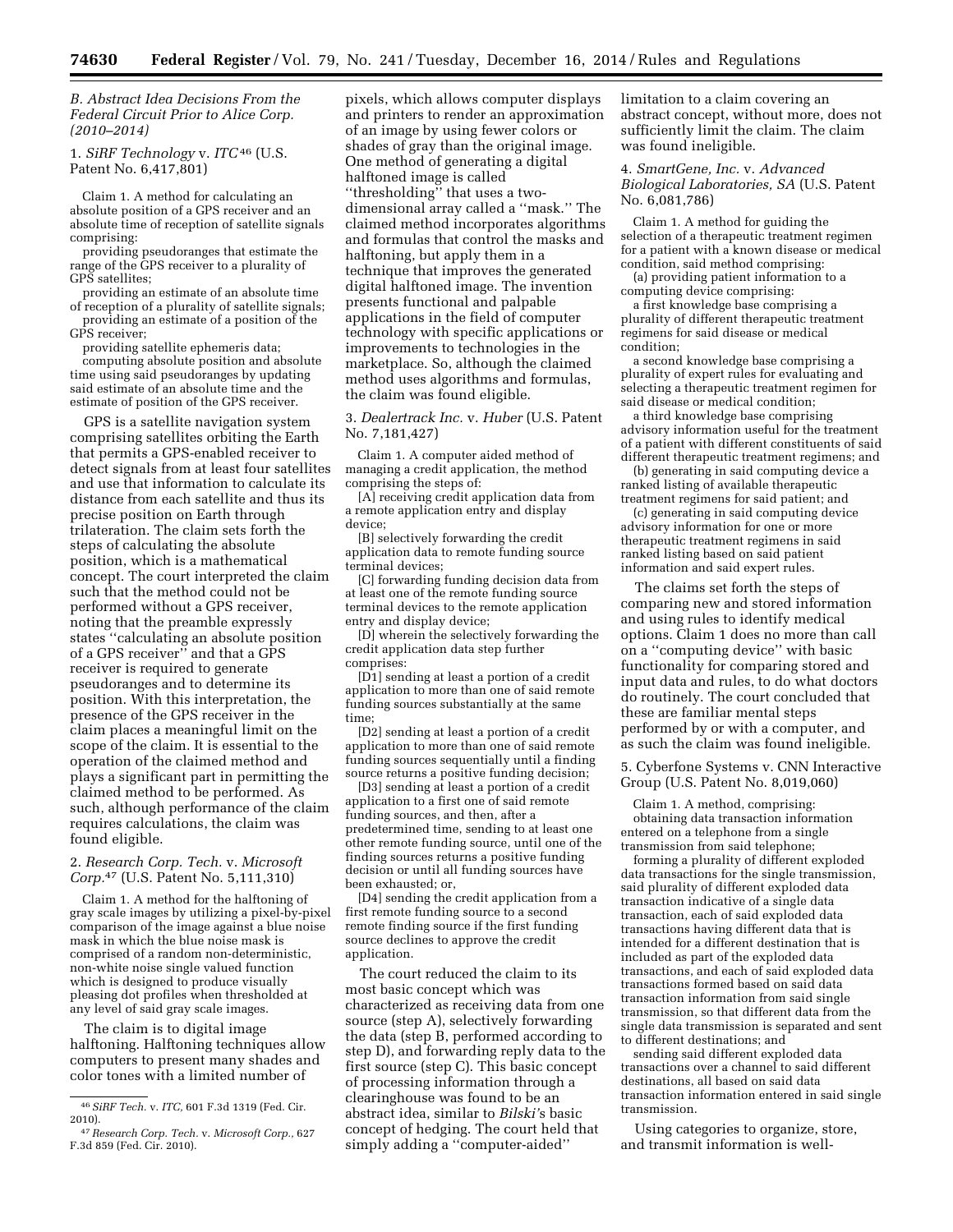### B. Abstract Idea Decisions From the Federal Circuit Prior to Alice Corp. (2010–2014)

#### 1. *SiRF Technology* v. *ITC*[46] (U.S. Patent No. 6,417,801)

Claim 1. A method for calculating an absolute position of a GPS receiver and an absolute time of reception of satellite signals comprising:

providing pseudoranges that estimate the range of the GPS receiver to a plurality of GPS satellites;

providing an estimate of an absolute time of reception of a plurality of satellite signals;

providing an estimate of a position of the GPS receiver;

providing satellite ephemeris data;

computing absolute position and absolute time using said pseudoranges by updating said estimate of an absolute time and the estimate of position of the GPS receiver.

GPS is a satellite navigation system comprising satellites orbiting the Earth that permits a GPS-enabled receiver to detect signals from at least four satellites and use that information to calculate its distance from each satellite and thus its precise position on Earth through trilateration. The claim sets forth the steps of calculating the absolute position, which is a mathematical concept. The court interpreted the claim such that the method could not be performed without a GPS receiver, noting that the preamble expressly states "calculating an absolute position of a GPS receiver" and that a GPS receiver is required to generate pseudoranges and to determine its position. With this interpretation, the presence of the GPS receiver in the claim places a meaningful limit on the scope of the claim. It is essential to the operation of the claimed method and plays a significant part in permitting the claimed method to be performed. As such, although performance of the claim requires calculations, the claim was found eligible.

#### 2. *Research Corp. Tech.* v. *Microsoft Corp.*[47] (U.S. Patent No. 5,111,310)

Claim 1. A method for the halftoning of gray scale images by utilizing a pixel-by-pixel comparison of the image against a blue noise mask in which the blue noise mask is comprised of a random non-deterministic, non-white noise single valued function which is designed to produce visually pleasing dot profiles when thresholded at any level of said gray scale images.

The claim is to digital image halftoning. Halftoning techniques allow computers to present many shades and color tones with a limited number of pixels, which allows computer displays and printers to render an approximation of an image by using fewer colors or shades of gray than the original image. One method of generating a digital halftoned image is called "thresholding" that uses a two-dimensional array called a "mask." The claimed method incorporates algorithms and formulas that control the masks and halftoning, but apply them in a technique that improves the generated digital halftoned image. The invention presents functional and palpable applications in the field of computer technology with specific applications or improvements to technologies in the marketplace. So, although the claimed method uses algorithms and formulas, the claim was found eligible.

#### 3. *Dealertrack Inc.* v. *Huber* (U.S. Patent No. 7,181,427)

Claim 1. A computer aided method of managing a credit application, the method comprising the steps of:

[A] receiving credit application data from a remote application entry and display device;

[B] selectively forwarding the credit application data to remote funding source terminal devices;

[C] forwarding funding decision data from at least one of the remote funding source terminal devices to the remote application entry and display device;

[D] wherein the selectively forwarding the credit application data step further comprises:

[D1] sending at least a portion of a credit application to more than one of said remote funding sources substantially at the same time;

[D2] sending at least a portion of a credit application to more than one of said remote funding sources sequentially until a finding source returns a positive funding decision;

[D3] sending at least a portion of a credit application to a first one of said remote funding sources, and then, after a predetermined time, sending to at least one other remote funding source, until one of the finding sources returns a positive funding decision or until all funding sources have been exhausted; or,

[D4] sending the credit application from a first remote funding source to a second remote finding source if the first funding source declines to approve the credit application.

The court reduced the claim to its most basic concept which was characterized as receiving data from one source (step A), selectively forwarding the data (step B, performed according to step D), and forwarding reply data to the first source (step C). This basic concept of processing information through a clearinghouse was found to be an abstract idea, similar to *Bilski's* basic concept of hedging. The court held that simply adding a "computer-aided" limitation to a claim covering an abstract concept, without more, does not sufficiently limit the claim. The claim was found ineligible.

#### 4. *SmartGene, Inc.* v. *Advanced Biological Laboratories, SA* (U.S. Patent No. 6,081,786)

Claim 1. A method for guiding the selection of a therapeutic treatment regimen for a patient with a known disease or medical condition, said method comprising:

(a) providing patient information to a computing device comprising:

a first knowledge base comprising a plurality of different therapeutic treatment regimens for said disease or medical condition;

a second knowledge base comprising a plurality of expert rules for evaluating and selecting a therapeutic treatment regimen for said disease or medical condition;

a third knowledge base comprising advisory information useful for the treatment of a patient with different constituents of said different therapeutic treatment regimens; and

(b) generating in said computing device a ranked listing of available therapeutic treatment regimens for said patient; and

(c) generating in said computing device advisory information for one or more therapeutic treatment regimens in said ranked listing based on said patient information and said expert rules.

The claims set forth the steps of comparing new and stored information and using rules to identify medical options. Claim 1 does no more than call on a "computing device" with basic functionality for comparing stored and input data and rules, to do what doctors do routinely. The court concluded that these are familiar mental steps performed by or with a computer, and as such the claim was found ineligible.

#### 5. Cyberfone Systems v. CNN Interactive Group (U.S. Patent No. 8,019,060)

Claim 1. A method, comprising:

obtaining data transaction information entered on a telephone from a single transmission from said telephone;

forming a plurality of different exploded data transactions for the single transmission, said plurality of different exploded data transaction indicative of a single data transaction, each of said exploded data transactions having different data that is intended for a different destination that is included as part of the exploded data transactions, and each of said exploded data transactions formed based on said data transaction information from said single transmission, so that different data from the single data transmission is separated and sent to different destinations; and

sending said different exploded data transactions over a channel to said different destinations, all based on said data transaction information entered in said single transmission.

Using categories to organize, store, and transmit information is well-

---

[46] *SiRF Tech.* v. *ITC,* 601 F.3d 1319 (Fed. Cir. 2010).

[47] *Research Corp. Tech.* v. *Microsoft Corp.*, 627 F.3d 859 (Fed. Cir. 2010).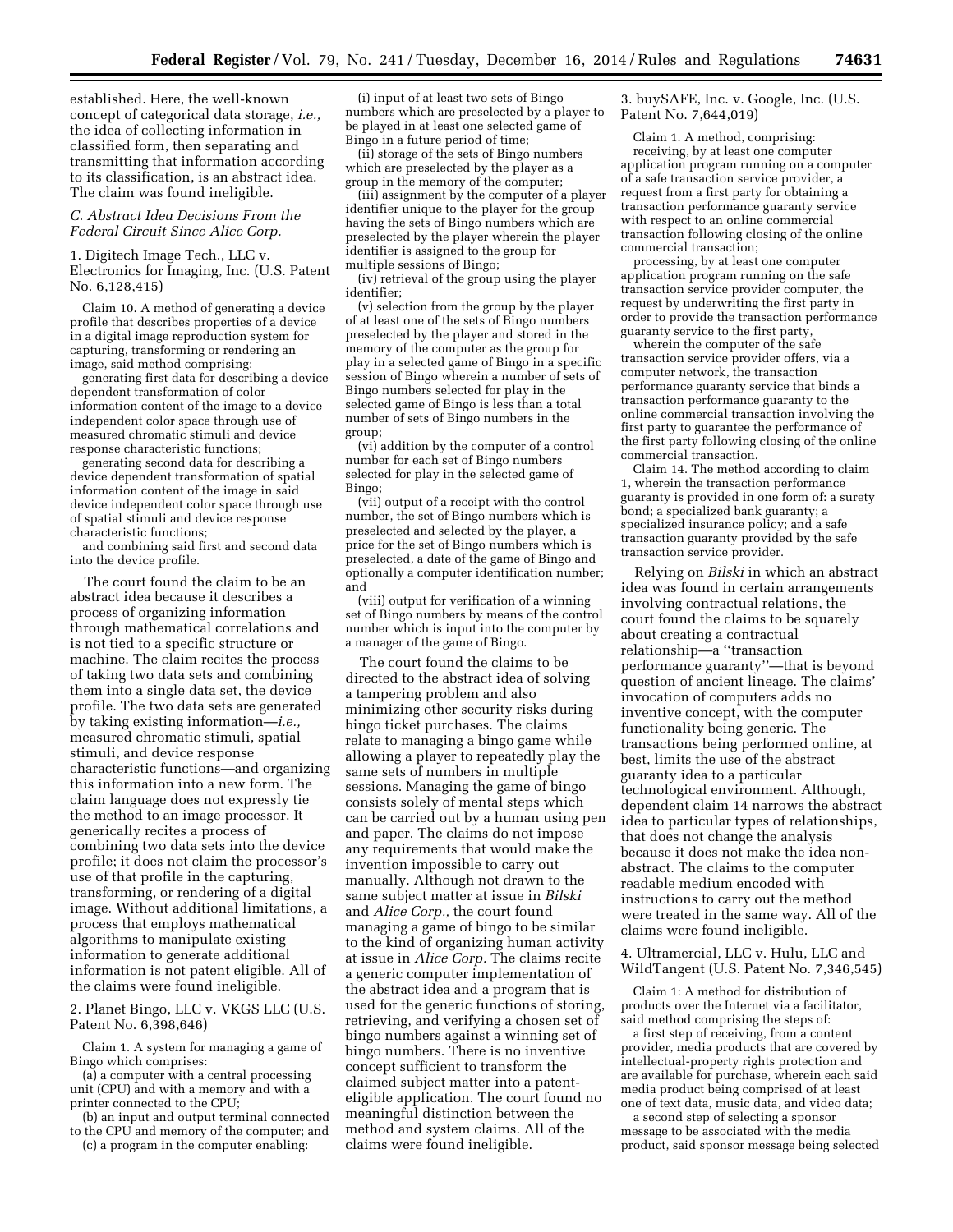established. Here, the well-known concept of categorical data storage, *i.e.,* the idea of collecting information in classified form, then separating and transmitting that information according to its classification, is an abstract idea. The claim was found ineligible.

### C. Abstract Idea Decisions From the Federal Circuit Since Alice Corp.

#### 1. Digitech Image Tech., LLC v. Electronics for Imaging, Inc. (U.S. Patent No. 6,128,415)

Claim 10. A method of generating a device profile that describes properties of a device in a digital image reproduction system for capturing, transforming or rendering an image, said method comprising:

generating first data for describing a device dependent transformation of color information content of the image to a device independent color space through use of measured chromatic stimuli and device response characteristic functions;

generating second data for describing a device dependent transformation of spatial information content of the image in said device independent color space through use of spatial stimuli and device response characteristic functions;

and combining said first and second data into the device profile.

The court found the claim to be an abstract idea because it describes a process of organizing information through mathematical correlations and is not tied to a specific structure or machine. The claim recites the process of taking two data sets and combining them into a single data set, the device profile. The two data sets are generated by taking existing information—*i.e.,* measured chromatic stimuli, spatial stimuli, and device response characteristic functions—and organizing this information into a new form. The claim language does not expressly tie the method to an image processor. It generically recites a process of combining two data sets into the device profile; it does not claim the processor's use of that profile in the capturing, transforming, or rendering of a digital image. Without additional limitations, a process that employs mathematical algorithms to manipulate existing information to generate additional information is not patent eligible. All of the claims were found ineligible.

#### 2. Planet Bingo, LLC v. VKGS LLC (U.S. Patent No. 6,398,646)

Claim 1. A system for managing a game of Bingo which comprises:

(a) a computer with a central processing unit (CPU) and with a memory and with a printer connected to the CPU;

(b) an input and output terminal connected to the CPU and memory of the computer; and

(c) a program in the computer enabling:

(i) input of at least two sets of Bingo numbers which are preselected by a player to be played in at least one selected game of Bingo in a future period of time;

(ii) storage of the sets of Bingo numbers which are preselected by the player as a group in the memory of the computer;

(iii) assignment by the computer of a player identifier unique to the player for the group having the sets of Bingo numbers which are preselected by the player wherein the player identifier is assigned to the group for multiple sessions of Bingo;

(iv) retrieval of the group using the player identifier;

(v) selection from the group by the player of at least one of the sets of Bingo numbers preselected by the player and stored in the memory of the computer as the group for play in a selected game of Bingo in a specific session of Bingo wherein a number of sets of Bingo numbers selected for play in the selected game of Bingo is less than a total number of sets of Bingo numbers in the group;

(vi) addition by the computer of a control number for each set of Bingo numbers selected for play in the selected game of Bingo;

(vii) output of a receipt with the control number, the set of Bingo numbers which is preselected and selected by the player, a price for the set of Bingo numbers which is preselected, a date of the game of Bingo and optionally a computer identification number; and

(viii) output for verification of a winning set of Bingo numbers by means of the control number which is input into the computer by a manager of the game of Bingo.

The court found the claims to be directed to the abstract idea of solving a tampering problem and also minimizing other security risks during bingo ticket purchases. The claims relate to managing a bingo game while allowing a player to repeatedly play the same sets of numbers in multiple sessions. Managing the game of bingo consists solely of mental steps which can be carried out by a human using pen and paper. The claims do not impose any requirements that would make the invention impossible to carry out manually. Although not drawn to the same subject matter at issue in *Bilski* and *Alice Corp.,* the court found managing a game of bingo to be similar to the kind of organizing human activity at issue in *Alice Corp.* The claims recite a generic computer implementation of the abstract idea and a program that is used for the generic functions of storing, retrieving, and verifying a chosen set of bingo numbers against a winning set of bingo numbers. There is no inventive concept sufficient to transform the claimed subject matter into a patent-eligible application. The court found no meaningful distinction between the method and system claims. All of the claims were found ineligible.

#### 3. buySAFE, Inc. v. Google, Inc. (U.S. Patent No. 7,644,019)

Claim 1. A method, comprising:

receiving, by at least one computer application program running on a computer of a safe transaction service provider, a request from a first party for obtaining a transaction performance guaranty service with respect to an online commercial transaction following closing of the online commercial transaction;

processing, by at least one computer application program running on the safe transaction service provider computer, the request by underwriting the first party in order to provide the transaction performance guaranty service to the first party,

wherein the computer of the safe transaction service provider offers, via a computer network, the transaction performance guaranty service that binds a transaction performance guaranty to the online commercial transaction involving the first party to guarantee the performance of the first party following closing of the online commercial transaction.

Claim 14. The method according to claim 1, wherein the transaction performance guaranty is provided in one form of: a surety bond; a specialized bank guaranty; a specialized insurance policy; and a safe transaction guaranty provided by the safe transaction service provider.

Relying on *Bilski* in which an abstract idea was found in certain arrangements involving contractual relations, the court found the claims to be squarely about creating a contractual relationship—a "transaction performance guaranty"—that is beyond question of ancient lineage. The claims' invocation of computers adds no inventive concept, with the computer functionality being generic. The transactions being performed online, at best, limits the use of the abstract guaranty idea to a particular technological environment. Although, dependent claim 14 narrows the abstract idea to particular types of relationships, that does not change the analysis because it does not make the idea non-abstract. The claims to the computer readable medium encoded with instructions to carry out the method were treated in the same way. All of the claims were found ineligible.

#### 4. Ultramercial, LLC v. Hulu, LLC and WildTangent (U.S. Patent No. 7,346,545)

Claim 1: A method for distribution of products over the Internet via a facilitator, said method comprising the steps of:

a first step of receiving, from a content provider, media products that are covered by intellectual-property rights protection and are available for purchase, wherein each said media product being comprised of at least one of text data, music data, and video data;

a second step of selecting a sponsor message to be associated with the media product, said sponsor message being selected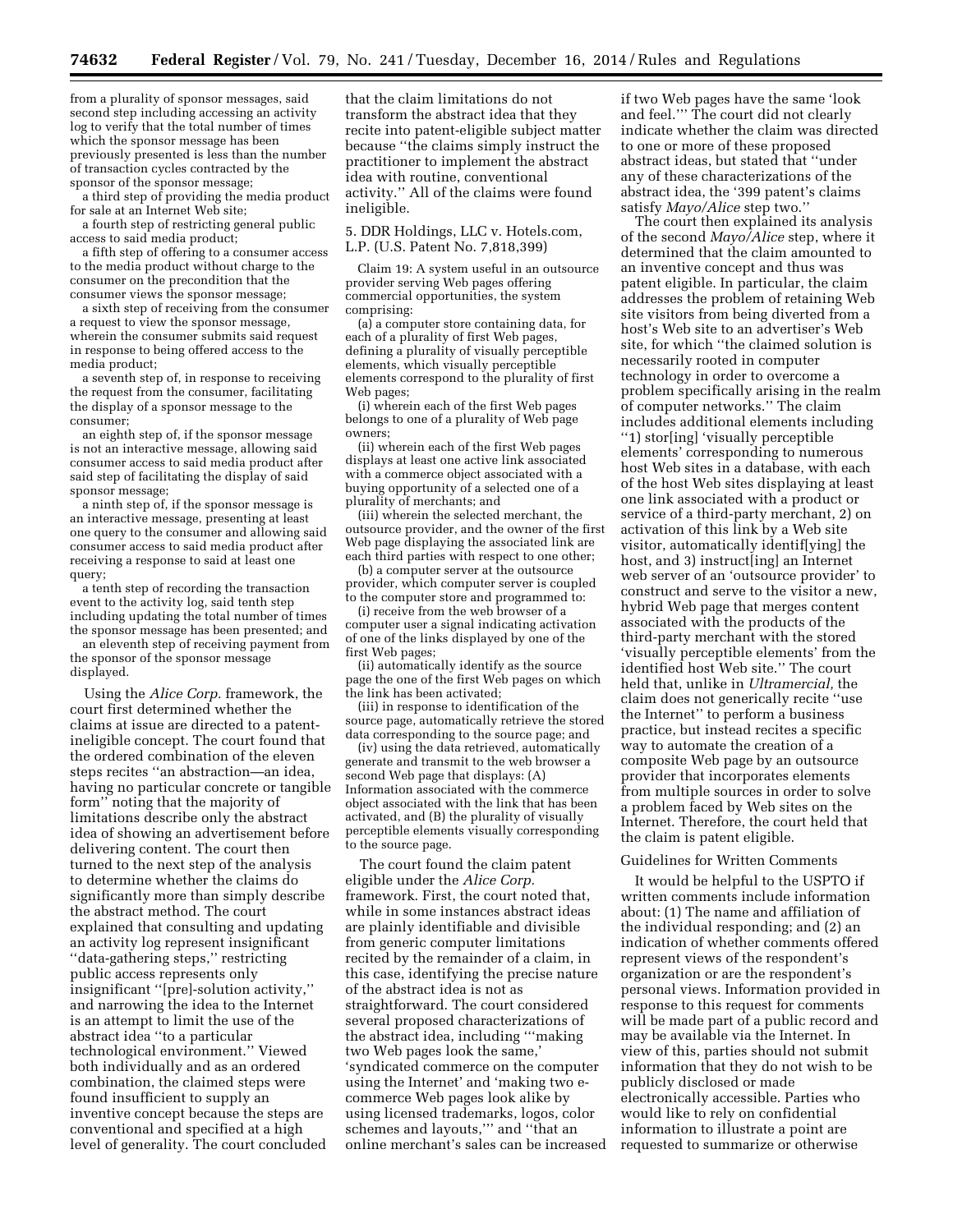from a plurality of sponsor messages, said second step including accessing an activity log to verify that the total number of times which the sponsor message has been previously presented is less than the number of transaction cycles contracted by the sponsor of the sponsor message;

a third step of providing the media product for sale at an Internet Web site;

a fourth step of restricting general public access to said media product;

a fifth step of offering to a consumer access to the media product without charge to the consumer on the precondition that the consumer views the sponsor message;

a sixth step of receiving from the consumer a request to view the sponsor message, wherein the consumer submits said request in response to being offered access to the media product;

a seventh step of, in response to receiving the request from the consumer, facilitating the display of a sponsor message to the consumer;

an eighth step of, if the sponsor message is not an interactive message, allowing said consumer access to said media product after said step of facilitating the display of said sponsor message;

a ninth step of, if the sponsor message is an interactive message, presenting at least one query to the consumer and allowing said consumer access to said media product after receiving a response to said at least one query;

a tenth step of recording the transaction event to the activity log, said tenth step including updating the total number of times the sponsor message has been presented; and

an eleventh step of receiving payment from the sponsor of the sponsor message displayed.

Using the *Alice Corp.* framework, the court first determined whether the claims at issue are directed to a patent-ineligible concept. The court found that the ordered combination of the eleven steps recites ''an abstraction—an idea, having no particular concrete or tangible form'' noting that the majority of limitations describe only the abstract idea of showing an advertisement before delivering content. The court then turned to the next step of the analysis to determine whether the claims do significantly more than simply describe the abstract method. The court explained that consulting and updating an activity log represent insignificant ''data-gathering steps,'' restricting public access represents only insignificant ''[pre]-solution activity,'' and narrowing the idea to the Internet is an attempt to limit the use of the abstract idea ''to a particular technological environment.'' Viewed both individually and as an ordered combination, the claimed steps were found insufficient to supply an inventive concept because the steps are conventional and specified at a high level of generality. The court concluded that the claim limitations do not transform the abstract idea that they recite into patent-eligible subject matter because ''the claims simply instruct the practitioner to implement the abstract idea with routine, conventional activity.'' All of the claims were found ineligible.

5. DDR Holdings, LLC v. Hotels.com, L.P. (U.S. Patent No. 7,818,399)

Claim 19: A system useful in an outsource provider serving Web pages offering commercial opportunities, the system comprising:

(a) a computer store containing data, for each of a plurality of first Web pages, defining a plurality of visually perceptible elements, which visually perceptible elements correspond to the plurality of first Web pages;

(i) wherein each of the first Web pages belongs to one of a plurality of Web page owners;

(ii) wherein each of the first Web pages displays at least one active link associated with a commerce object associated with a buying opportunity of a selected one of a plurality of merchants; and

(iii) wherein the selected merchant, the outsource provider, and the owner of the first Web page displaying the associated link are each third parties with respect to one other;

(b) a computer server at the outsource provider, which computer server is coupled to the computer store and programmed to:

(i) receive from the web browser of a computer user a signal indicating activation of one of the links displayed by one of the first Web pages;

(ii) automatically identify as the source page the one of the first Web pages on which the link has been activated;

(iii) in response to identification of the source page, automatically retrieve the stored data corresponding to the source page; and

(iv) using the data retrieved, automatically generate and transmit to the web browser a second Web page that displays: (A) Information associated with the commerce object associated with the link that has been activated, and (B) the plurality of visually perceptible elements visually corresponding to the source page.

The court found the claim patent eligible under the *Alice Corp.* framework. First, the court noted that, while in some instances abstract ideas are plainly identifiable and divisible from generic computer limitations recited by the remainder of a claim, in this case, identifying the precise nature of the abstract idea is not as straightforward. The court considered several proposed characterizations of the abstract idea, including '''making two Web pages look the same,' 'syndicated commerce on the computer using the Internet' and 'making two e-commerce Web pages look alike by using licensed trademarks, logos, color schemes and layouts,''' and ''that an online merchant's sales can be increased if two Web pages have the same 'look and feel.''' The court did not clearly indicate whether the claim was directed to one or more of these proposed abstract ideas, but stated that ''under any of these characterizations of the abstract idea, the '399 patent's claims satisfy *Mayo/Alice* step two.''

The court then explained its analysis of the second *Mayo/Alice* step, where it determined that the claim amounted to an inventive concept and thus was patent eligible. In particular, the claim addresses the problem of retaining Web site visitors from being diverted from a host's Web site to an advertiser's Web site, for which ''the claimed solution is necessarily rooted in computer technology in order to overcome a problem specifically arising in the realm of computer networks.'' The claim includes additional elements including ''1) stor[ing] 'visually perceptible elements' corresponding to numerous host Web sites in a database, with each of the host Web sites displaying at least one link associated with a product or service of a third-party merchant, 2) on activation of this link by a Web site visitor, automatically identif[ying] the host, and 3) instruct[ing] an Internet web server of an 'outsource provider' to construct and serve to the visitor a new, hybrid Web page that merges content associated with the products of the third-party merchant with the stored 'visually perceptible elements' from the identified host Web site.'' The court held that, unlike in *Ultramercial,* the claim does not generically recite ''use the Internet'' to perform a business practice, but instead recites a specific way to automate the creation of a composite Web page by an outsource provider that incorporates elements from multiple sources in order to solve a problem faced by Web sites on the Internet. Therefore, the court held that the claim is patent eligible.

Guidelines for Written Comments

It would be helpful to the USPTO if written comments include information about: (1) The name and affiliation of the individual responding; and (2) an indication of whether comments offered represent views of the respondent's organization or are the respondent's personal views. Information provided in response to this request for comments will be made part of a public record and may be available via the Internet. In view of this, parties should not submit information that they do not wish to be publicly disclosed or made electronically accessible. Parties who would like to rely on confidential information to illustrate a point are requested to summarize or otherwise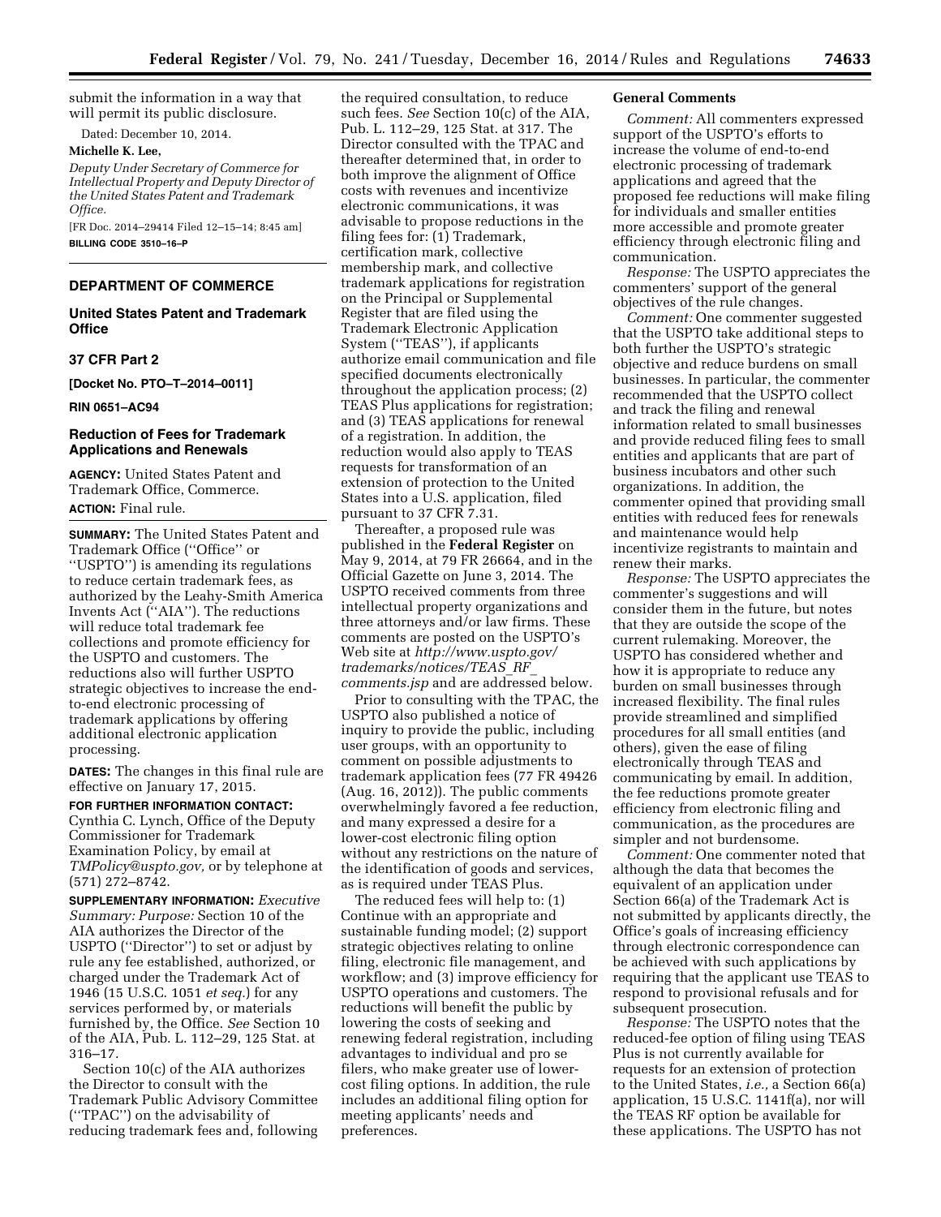submit the information in a way that will permit its public disclosure.

Dated: December 10, 2014.

**Michelle K. Lee,**

*Deputy Under Secretary of Commerce for Intellectual Property and Deputy Director of the United States Patent and Trademark Office.*

[FR Doc. 2014–29414 Filed 12–15–14; 8:45 am]

**BILLING CODE 3510–16–P**

---

## DEPARTMENT OF COMMERCE

### United States Patent and Trademark Office

### 37 CFR Part 2

**[Docket No. PTO–T–2014–0011]**

**RIN 0651–AC94**

### Reduction of Fees for Trademark Applications and Renewals

**AGENCY:** United States Patent and Trademark Office, Commerce.

**ACTION:** Final rule.

**SUMMARY:** The United States Patent and Trademark Office (''Office'' or ''USPTO'') is amending its regulations to reduce certain trademark fees, as authorized by the Leahy-Smith America Invents Act (''AIA''). The reductions will reduce total trademark fee collections and promote efficiency for the USPTO and customers. The reductions also will further USPTO strategic objectives to increase the end-to-end electronic processing of trademark applications by offering additional electronic application processing.

**DATES:** The changes in this final rule are effective on January 17, 2015.

**FOR FURTHER INFORMATION CONTACT:** Cynthia C. Lynch, Office of the Deputy Commissioner for Trademark Examination Policy, by email at *TMPolicy@uspto.gov,* or by telephone at (571) 272–8742.

**SUPPLEMENTARY INFORMATION:** *Executive Summary: Purpose:* Section 10 of the AIA authorizes the Director of the USPTO (''Director'') to set or adjust by rule any fee established, authorized, or charged under the Trademark Act of 1946 (15 U.S.C. 1051 *et seq.*) for any services performed by, or materials furnished by, the Office. *See* Section 10 of the AIA, Pub. L. 112–29, 125 Stat. at 316–17.

Section 10(c) of the AIA authorizes the Director to consult with the Trademark Public Advisory Committee (''TPAC'') on the advisability of reducing trademark fees and, following the required consultation, to reduce such fees. *See* Section 10(c) of the AIA, Pub. L. 112–29, 125 Stat. at 317. The Director consulted with the TPAC and thereafter determined that, in order to both improve the alignment of Office costs with revenues and incentivize electronic communications, it was advisable to propose reductions in the filing fees for: (1) Trademark, certification mark, collective membership mark, and collective trademark applications for registration on the Principal or Supplemental Register that are filed using the Trademark Electronic Application System (''TEAS''), if applicants authorize email communication and file specified documents electronically throughout the application process; (2) TEAS Plus applications for registration; and (3) TEAS applications for renewal of a registration. In addition, the reduction would also apply to TEAS requests for transformation of an extension of protection to the United States into a U.S. application, filed pursuant to 37 CFR 7.31.

Thereafter, a proposed rule was published in the **Federal Register** on May 9, 2014, at 79 FR 26664, and in the Official Gazette on June 3, 2014. The USPTO received comments from three intellectual property organizations and three attorneys and/or law firms. These comments are posted on the USPTO's Web site at *http://www.uspto.gov/trademarks/notices/TEAS_RF_comments.jsp* and are addressed below.

Prior to consulting with the TPAC, the USPTO also published a notice of inquiry to provide the public, including user groups, with an opportunity to comment on possible adjustments to trademark application fees (77 FR 49426 (Aug. 16, 2012)). The public comments overwhelmingly favored a fee reduction, and many expressed a desire for a lower-cost electronic filing option without any restrictions on the nature of the identification of goods and services, as is required under TEAS Plus.

The reduced fees will help to: (1) Continue with an appropriate and sustainable funding model; (2) support strategic objectives relating to online filing, electronic file management, and workflow; and (3) improve efficiency for USPTO operations and customers. The reductions will benefit the public by lowering the costs of seeking and renewing federal registration, including advantages to individual and pro se filers, who make greater use of lower-cost filing options. In addition, the rule includes an additional filing option for meeting applicants' needs and preferences.

#### General Comments

*Comment:* All commenters expressed support of the USPTO's efforts to increase the volume of end-to-end electronic processing of trademark applications and agreed that the proposed fee reductions will make filing for individuals and smaller entities more accessible and promote greater efficiency through electronic filing and communication.

*Response:* The USPTO appreciates the commenters' support of the general objectives of the rule changes.

*Comment:* One commenter suggested that the USPTO take additional steps to both further the USPTO's strategic objective and reduce burdens on small businesses. In particular, the commenter recommended that the USPTO collect and track the filing and renewal information related to small businesses and provide reduced filing fees to small entities and applicants that are part of business incubators and other such organizations. In addition, the commenter opined that providing small entities with reduced fees for renewals and maintenance would help incentivize registrants to maintain and renew their marks.

*Response:* The USPTO appreciates the commenter's suggestions and will consider them in the future, but notes that they are outside the scope of the current rulemaking. Moreover, the USPTO has considered whether and how it is appropriate to reduce any burden on small businesses through increased flexibility. The final rules provide streamlined and simplified procedures for all small entities (and others), given the ease of filing electronically through TEAS and communicating by email. In addition, the fee reductions promote greater efficiency from electronic filing and communication, as the procedures are simpler and not burdensome.

*Comment:* One commenter noted that although the data that becomes the equivalent of an application under Section 66(a) of the Trademark Act is not submitted by applicants directly, the Office's goals of increasing efficiency through electronic correspondence can be achieved with such applications by requiring that the applicant use TEAS to respond to provisional refusals and for subsequent prosecution.

*Response:* The USPTO notes that the reduced-fee option of filing using TEAS Plus is not currently available for requests for an extension of protection to the United States, *i.e.,* a Section 66(a) application, 15 U.S.C. 1141f(a), nor will the TEAS RF option be available for these applications. The USPTO has not